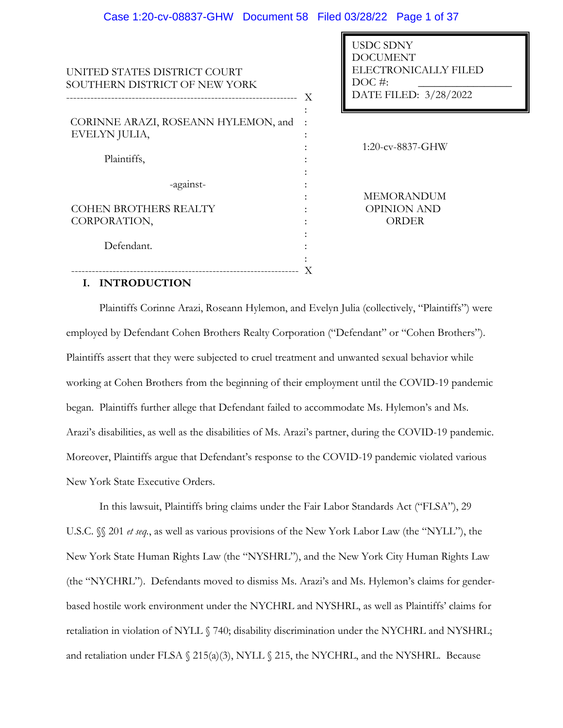USDC SDNY
DOCUMENT
ELECTRONICALLY FILED
DOC #: \_\_\_\_\_\_\_\_\_\_\_\_\_\_\_\_
DATE FILED: 3/28/2022

UNITED STATES DISTRICT COURT
SOUTHERN DISTRICT OF NEW YORK

CORINNE ARAZI, ROSEANN HYLEMON, and EVELYN JULIA,

Plaintiffs,

-against-

COHEN BROTHERS REALTY CORPORATION,

Defendant.

1:20-cv-8837-GHW

MEMORANDUM OPINION AND ORDER

## I. INTRODUCTION

Plaintiffs Corinne Arazi, Roseann Hylemon, and Evelyn Julia (collectively, "Plaintiffs") were employed by Defendant Cohen Brothers Realty Corporation ("Defendant" or "Cohen Brothers"). Plaintiffs assert that they were subjected to cruel treatment and unwanted sexual behavior while working at Cohen Brothers from the beginning of their employment until the COVID-19 pandemic began. Plaintiffs further allege that Defendant failed to accommodate Ms. Hylemon's and Ms. Arazi's disabilities, as well as the disabilities of Ms. Arazi's partner, during the COVID-19 pandemic. Moreover, Plaintiffs argue that Defendant's response to the COVID-19 pandemic violated various New York State Executive Orders.

In this lawsuit, Plaintiffs bring claims under the Fair Labor Standards Act ("FLSA"), 29 U.S.C. §§ 201 *et seq.*, as well as various provisions of the New York Labor Law (the "NYLL"), the New York State Human Rights Law (the "NYSHRL"), and the New York City Human Rights Law (the "NYCHRL"). Defendants moved to dismiss Ms. Arazi's and Ms. Hylemon's claims for gender-based hostile work environment under the NYCHRL and NYSHRL, as well as Plaintiffs' claims for retaliation in violation of NYLL § 740; disability discrimination under the NYCHRL and NYSHRL; and retaliation under FLSA § 215(a)(3), NYLL § 215, the NYCHRL, and the NYSHRL. Because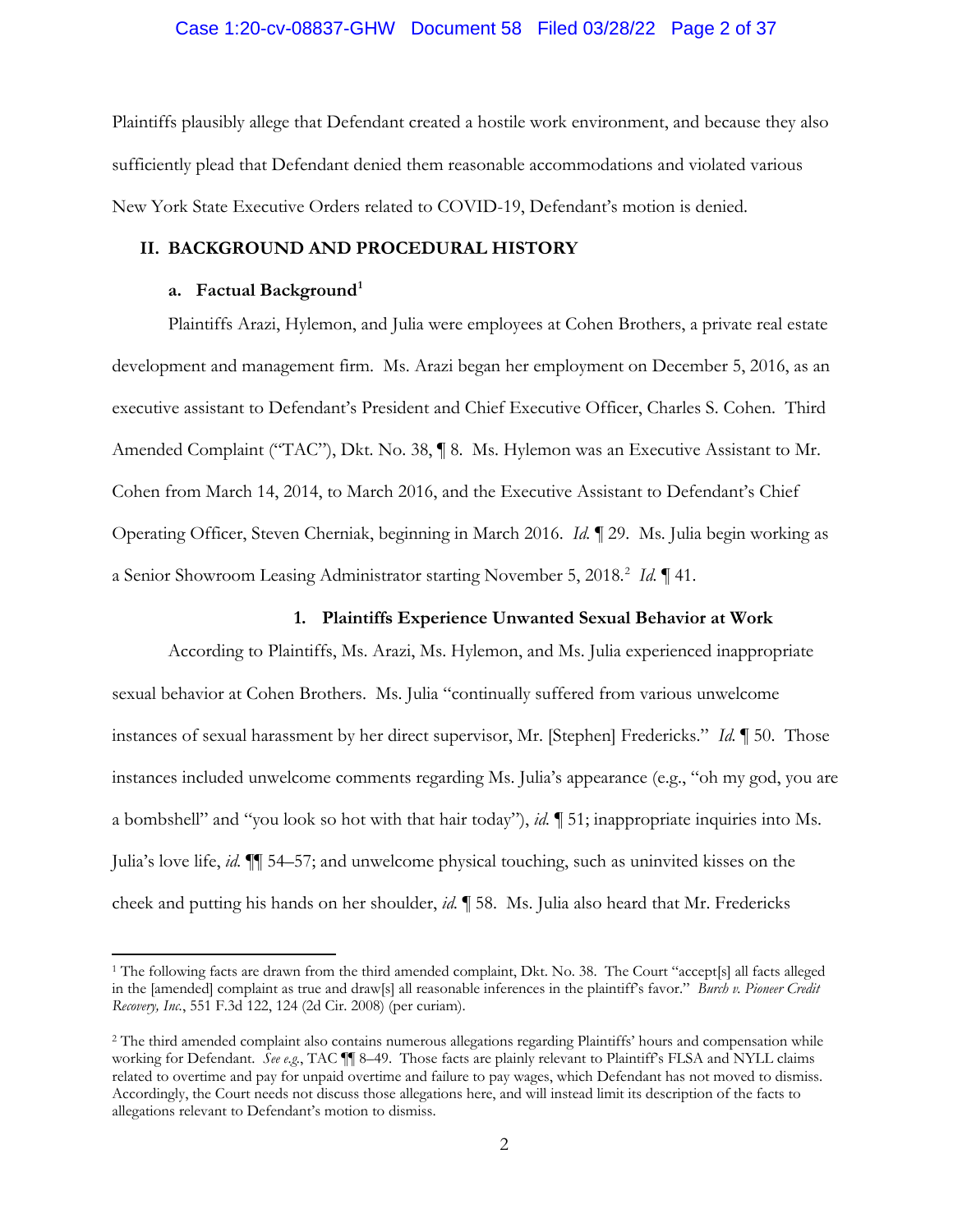Plaintiffs plausibly allege that Defendant created a hostile work environment, and because they also sufficiently plead that Defendant denied them reasonable accommodations and violated various New York State Executive Orders related to COVID-19, Defendant's motion is denied.

## II. BACKGROUND AND PROCEDURAL HISTORY

### a. Factual Background[1]

Plaintiffs Arazi, Hylemon, and Julia were employees at Cohen Brothers, a private real estate development and management firm. Ms. Arazi began her employment on December 5, 2016, as an executive assistant to Defendant's President and Chief Executive Officer, Charles S. Cohen. Third Amended Complaint ("TAC"), Dkt. No. 38, ¶ 8. Ms. Hylemon was an Executive Assistant to Mr. Cohen from March 14, 2014, to March 2016, and the Executive Assistant to Defendant's Chief Operating Officer, Steven Cherniak, beginning in March 2016. *Id.* ¶ 29. Ms. Julia begin working as a Senior Showroom Leasing Administrator starting November 5, 2018.[2] *Id.* ¶ 41.

#### 1. Plaintiffs Experience Unwanted Sexual Behavior at Work

According to Plaintiffs, Ms. Arazi, Ms. Hylemon, and Ms. Julia experienced inappropriate sexual behavior at Cohen Brothers. Ms. Julia "continually suffered from various unwelcome instances of sexual harassment by her direct supervisor, Mr. [Stephen] Fredericks." *Id.* ¶ 50. Those instances included unwelcome comments regarding Ms. Julia's appearance (e.g., "oh my god, you are a bombshell" and "you look so hot with that hair today"), *id.* ¶ 51; inappropriate inquiries into Ms. Julia's love life, *id.* ¶¶ 54–57; and unwelcome physical touching, such as uninvited kisses on the cheek and putting his hands on her shoulder, *id.* ¶ 58. Ms. Julia also heard that Mr. Fredericks

---

[1] The following facts are drawn from the third amended complaint, Dkt. No. 38. The Court "accept[s] all facts alleged in the [amended] complaint as true and draw[s] all reasonable inferences in the plaintiff's favor." *Burch v. Pioneer Credit Recovery, Inc.*, 551 F.3d 122, 124 (2d Cir. 2008) (per curiam).

[2] The third amended complaint also contains numerous allegations regarding Plaintiffs' hours and compensation while working for Defendant. *See e.g.*, TAC ¶¶ 8–49. Those facts are plainly relevant to Plaintiff's FLSA and NYLL claims related to overtime and pay for unpaid overtime and failure to pay wages, which Defendant has not moved to dismiss. Accordingly, the Court needs not discuss those allegations here, and will instead limit its description of the facts to allegations relevant to Defendant's motion to dismiss.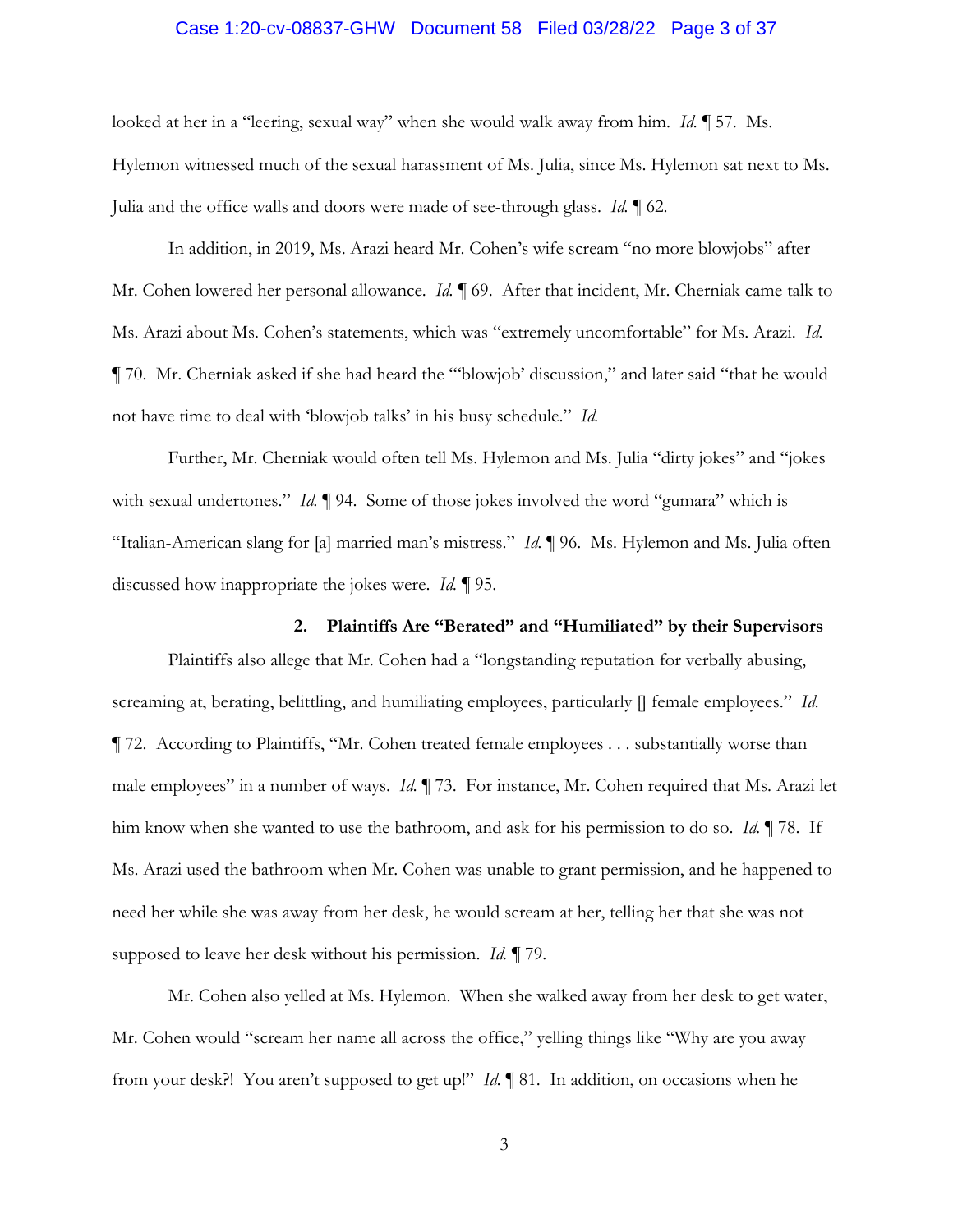looked at her in a "leering, sexual way" when she would walk away from him. *Id.* ¶ 57. Ms. Hylemon witnessed much of the sexual harassment of Ms. Julia, since Ms. Hylemon sat next to Ms. Julia and the office walls and doors were made of see-through glass. *Id.* ¶ 62.

In addition, in 2019, Ms. Arazi heard Mr. Cohen's wife scream "no more blowjobs" after Mr. Cohen lowered her personal allowance. *Id.* ¶ 69. After that incident, Mr. Cherniak came talk to Ms. Arazi about Ms. Cohen's statements, which was "extremely uncomfortable" for Ms. Arazi. *Id.* ¶ 70. Mr. Cherniak asked if she had heard the "'blowjob' discussion," and later said "that he would not have time to deal with 'blowjob talks' in his busy schedule." *Id.*

Further, Mr. Cherniak would often tell Ms. Hylemon and Ms. Julia "dirty jokes" and "jokes with sexual undertones." *Id.* ¶ 94. Some of those jokes involved the word "gumara" which is "Italian-American slang for [a] married man's mistress." *Id.* ¶ 96. Ms. Hylemon and Ms. Julia often discussed how inappropriate the jokes were. *Id.* ¶ 95.

**2. Plaintiffs Are "Berated" and "Humiliated" by their Supervisors**

Plaintiffs also allege that Mr. Cohen had a "longstanding reputation for verbally abusing, screaming at, berating, belittling, and humiliating employees, particularly [] female employees." *Id.* ¶ 72. According to Plaintiffs, "Mr. Cohen treated female employees . . . substantially worse than male employees" in a number of ways. *Id.* ¶ 73. For instance, Mr. Cohen required that Ms. Arazi let him know when she wanted to use the bathroom, and ask for his permission to do so. *Id.* ¶ 78. If Ms. Arazi used the bathroom when Mr. Cohen was unable to grant permission, and he happened to need her while she was away from her desk, he would scream at her, telling her that she was not supposed to leave her desk without his permission. *Id.* ¶ 79.

Mr. Cohen also yelled at Ms. Hylemon. When she walked away from her desk to get water, Mr. Cohen would "scream her name all across the office," yelling things like "Why are you away from your desk?! You aren't supposed to get up!" *Id.* ¶ 81. In addition, on occasions when he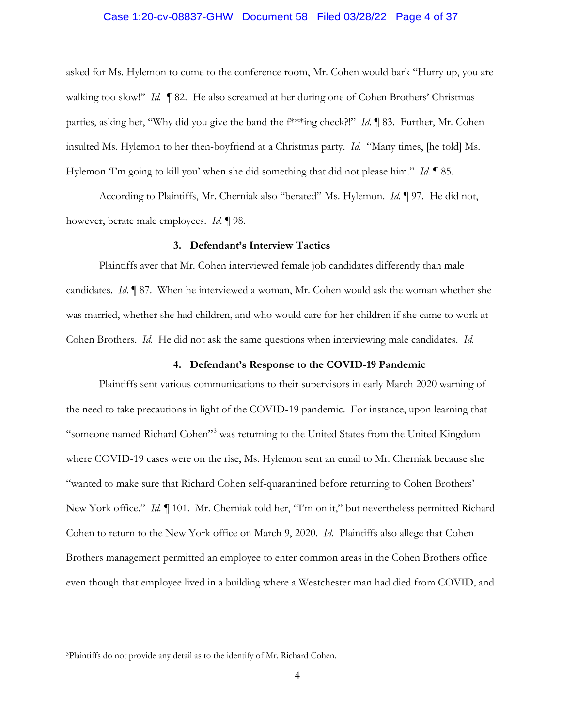asked for Ms. Hylemon to come to the conference room, Mr. Cohen would bark "Hurry up, you are walking too slow!" *Id.* ¶ 82. He also screamed at her during one of Cohen Brothers' Christmas parties, asking her, "Why did you give the band the f***ing check?!" *Id.* ¶ 83. Further, Mr. Cohen insulted Ms. Hylemon to her then-boyfriend at a Christmas party. *Id.* "Many times, [he told] Ms. Hylemon 'I'm going to kill you' when she did something that did not please him." *Id.* ¶ 85.

According to Plaintiffs, Mr. Cherniak also "berated" Ms. Hylemon. *Id.* ¶ 97. He did not, however, berate male employees. *Id.* ¶ 98.

### 3. Defendant's Interview Tactics

Plaintiffs aver that Mr. Cohen interviewed female job candidates differently than male candidates. *Id.* ¶ 87. When he interviewed a woman, Mr. Cohen would ask the woman whether she was married, whether she had children, and who would care for her children if she came to work at Cohen Brothers. *Id.* He did not ask the same questions when interviewing male candidates. *Id.*

### 4. Defendant's Response to the COVID-19 Pandemic

Plaintiffs sent various communications to their supervisors in early March 2020 warning of the need to take precautions in light of the COVID-19 pandemic. For instance, upon learning that "someone named Richard Cohen"[3] was returning to the United States from the United Kingdom where COVID-19 cases were on the rise, Ms. Hylemon sent an email to Mr. Cherniak because she "wanted to make sure that Richard Cohen self-quarantined before returning to Cohen Brothers' New York office." *Id.* ¶ 101. Mr. Cherniak told her, "I'm on it," but nevertheless permitted Richard Cohen to return to the New York office on March 9, 2020. *Id.* Plaintiffs also allege that Cohen Brothers management permitted an employee to enter common areas in the Cohen Brothers office even though that employee lived in a building where a Westchester man had died from COVID, and

---

[3] Plaintiffs do not provide any detail as to the identify of Mr. Richard Cohen.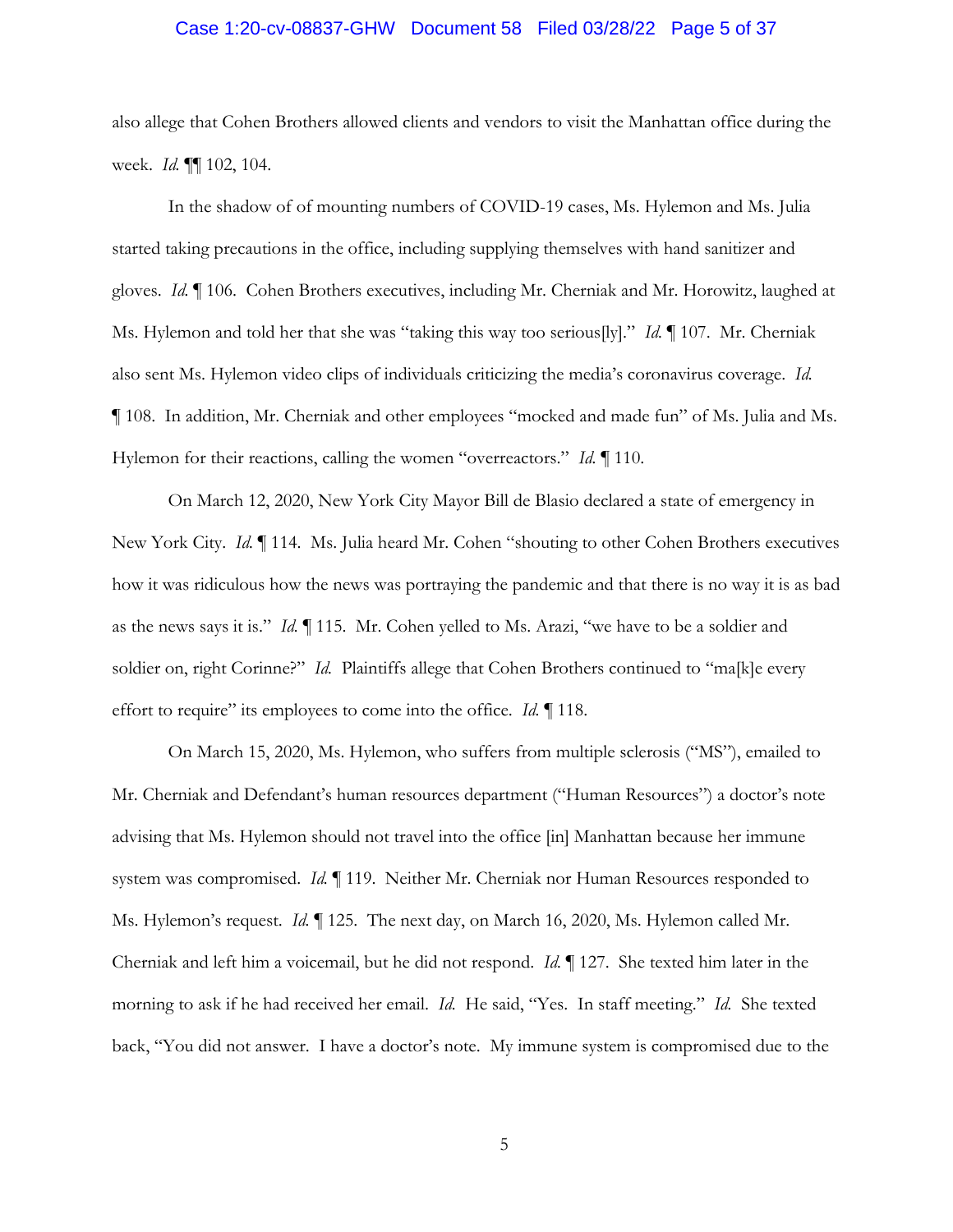also allege that Cohen Brothers allowed clients and vendors to visit the Manhattan office during the week. *Id.* ¶¶ 102, 104.

In the shadow of of mounting numbers of COVID-19 cases, Ms. Hylemon and Ms. Julia started taking precautions in the office, including supplying themselves with hand sanitizer and gloves. *Id.* ¶ 106. Cohen Brothers executives, including Mr. Cherniak and Mr. Horowitz, laughed at Ms. Hylemon and told her that she was "taking this way too serious[ly]." *Id.* ¶ 107. Mr. Cherniak also sent Ms. Hylemon video clips of individuals criticizing the media's coronavirus coverage. *Id.* ¶ 108. In addition, Mr. Cherniak and other employees "mocked and made fun" of Ms. Julia and Ms. Hylemon for their reactions, calling the women "overreactors." *Id.* ¶ 110.

On March 12, 2020, New York City Mayor Bill de Blasio declared a state of emergency in New York City. *Id.* ¶ 114. Ms. Julia heard Mr. Cohen "shouting to other Cohen Brothers executives how it was ridiculous how the news was portraying the pandemic and that there is no way it is as bad as the news says it is." *Id.* ¶ 115. Mr. Cohen yelled to Ms. Arazi, "we have to be a soldier and soldier on, right Corinne?" *Id.* Plaintiffs allege that Cohen Brothers continued to "ma[k]e every effort to require" its employees to come into the office. *Id.* ¶ 118.

On March 15, 2020, Ms. Hylemon, who suffers from multiple sclerosis ("MS"), emailed to Mr. Cherniak and Defendant's human resources department ("Human Resources") a doctor's note advising that Ms. Hylemon should not travel into the office [in] Manhattan because her immune system was compromised. *Id.* ¶ 119. Neither Mr. Cherniak nor Human Resources responded to Ms. Hylemon's request. *Id.* ¶ 125. The next day, on March 16, 2020, Ms. Hylemon called Mr. Cherniak and left him a voicemail, but he did not respond. *Id.* ¶ 127. She texted him later in the morning to ask if he had received her email. *Id.* He said, "Yes. In staff meeting." *Id.* She texted back, "You did not answer. I have a doctor's note. My immune system is compromised due to the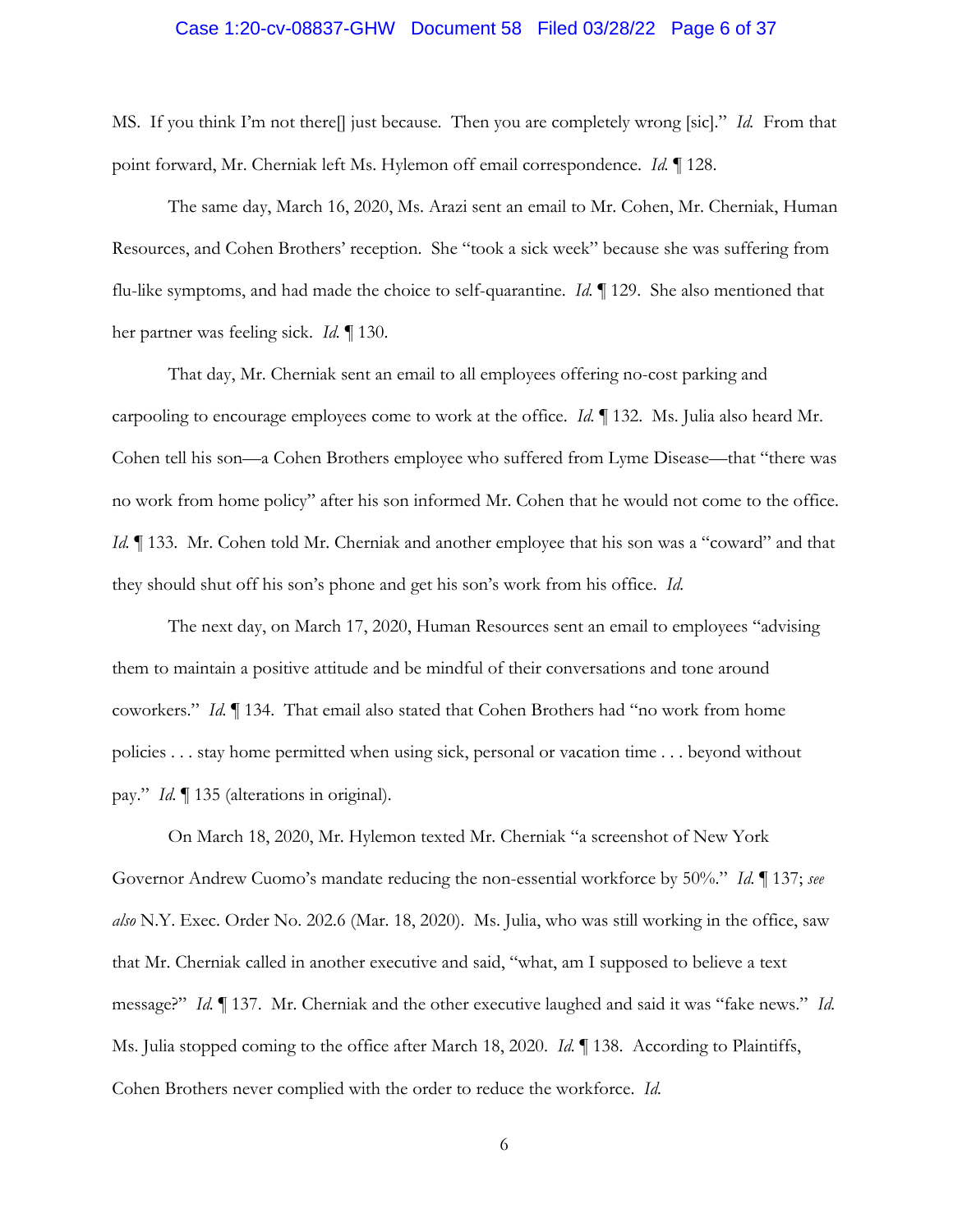MS. If you think I'm not there[] just because. Then you are completely wrong [sic]." *Id.* From that point forward, Mr. Cherniak left Ms. Hylemon off email correspondence. *Id.* ¶ 128.

The same day, March 16, 2020, Ms. Arazi sent an email to Mr. Cohen, Mr. Cherniak, Human Resources, and Cohen Brothers' reception. She "took a sick week" because she was suffering from flu-like symptoms, and had made the choice to self-quarantine. *Id.* ¶ 129. She also mentioned that her partner was feeling sick. *Id.* ¶ 130.

That day, Mr. Cherniak sent an email to all employees offering no-cost parking and carpooling to encourage employees come to work at the office. *Id.* ¶ 132. Ms. Julia also heard Mr. Cohen tell his son—a Cohen Brothers employee who suffered from Lyme Disease—that "there was no work from home policy" after his son informed Mr. Cohen that he would not come to the office. *Id.* ¶ 133. Mr. Cohen told Mr. Cherniak and another employee that his son was a "coward" and that they should shut off his son's phone and get his son's work from his office. *Id.*

The next day, on March 17, 2020, Human Resources sent an email to employees "advising them to maintain a positive attitude and be mindful of their conversations and tone around coworkers." *Id.* ¶ 134. That email also stated that Cohen Brothers had "no work from home policies . . . stay home permitted when using sick, personal or vacation time . . . beyond without pay." *Id.* ¶ 135 (alterations in original).

On March 18, 2020, Mr. Hylemon texted Mr. Cherniak "a screenshot of New York Governor Andrew Cuomo's mandate reducing the non-essential workforce by 50%." *Id.* ¶ 137; *see also* N.Y. Exec. Order No. 202.6 (Mar. 18, 2020). Ms. Julia, who was still working in the office, saw that Mr. Cherniak called in another executive and said, "what, am I supposed to believe a text message?" *Id.* ¶ 137. Mr. Cherniak and the other executive laughed and said it was "fake news." *Id.* Ms. Julia stopped coming to the office after March 18, 2020. *Id.* ¶ 138. According to Plaintiffs, Cohen Brothers never complied with the order to reduce the workforce. *Id.*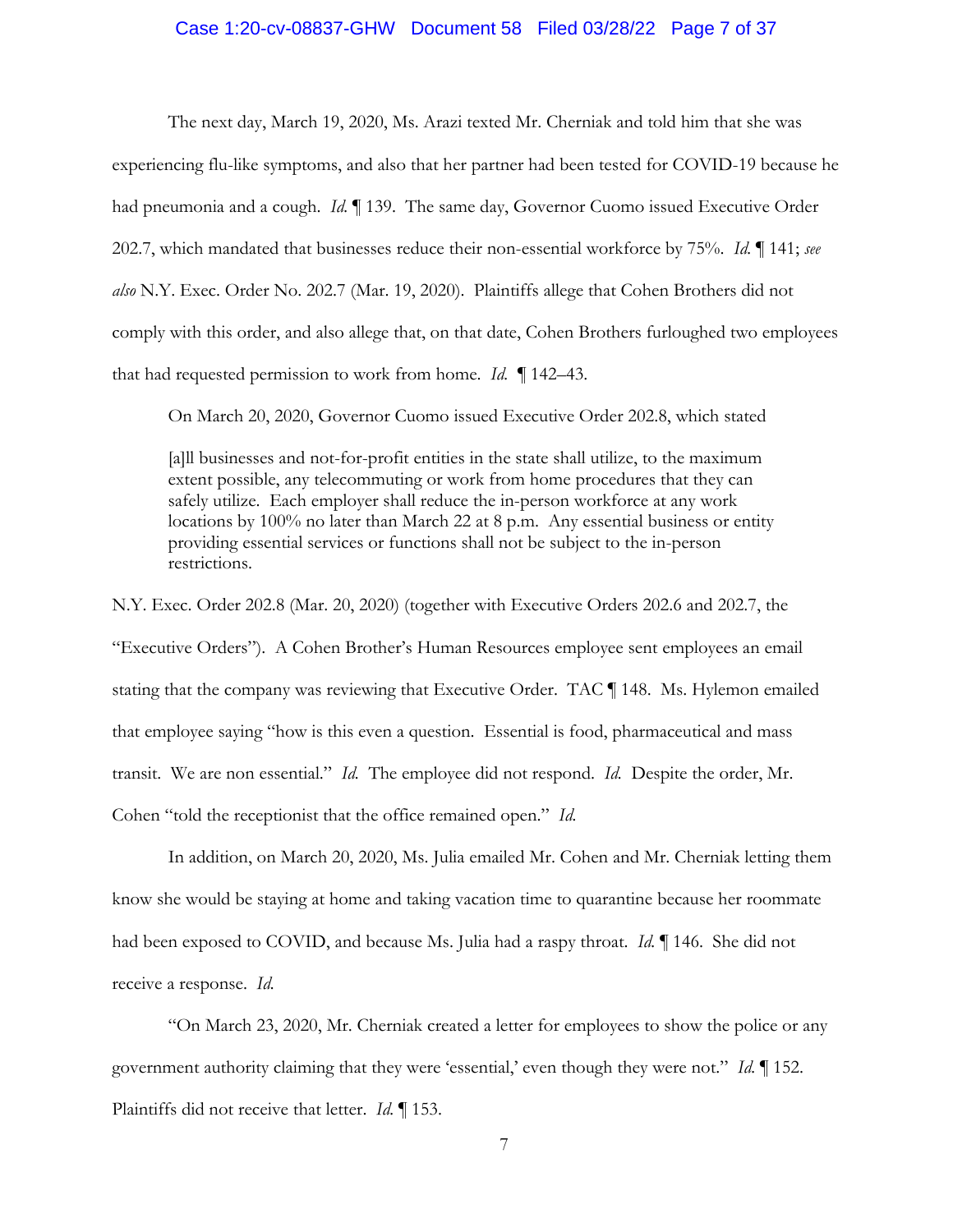The next day, March 19, 2020, Ms. Arazi texted Mr. Cherniak and told him that she was experiencing flu-like symptoms, and also that her partner had been tested for COVID-19 because he had pneumonia and a cough. *Id.* ¶ 139. The same day, Governor Cuomo issued Executive Order 202.7, which mandated that businesses reduce their non-essential workforce by 75%. *Id.* ¶ 141; *see also* N.Y. Exec. Order No. 202.7 (Mar. 19, 2020). Plaintiffs allege that Cohen Brothers did not comply with this order, and also allege that, on that date, Cohen Brothers furloughed two employees that had requested permission to work from home. *Id.* ¶ 142–43.

On March 20, 2020, Governor Cuomo issued Executive Order 202.8, which stated

> [a]ll businesses and not-for-profit entities in the state shall utilize, to the maximum extent possible, any telecommuting or work from home procedures that they can safely utilize. Each employer shall reduce the in-person workforce at any work locations by 100% no later than March 22 at 8 p.m. Any essential business or entity providing essential services or functions shall not be subject to the in-person restrictions.

N.Y. Exec. Order 202.8 (Mar. 20, 2020) (together with Executive Orders 202.6 and 202.7, the "Executive Orders"). A Cohen Brother's Human Resources employee sent employees an email stating that the company was reviewing that Executive Order. TAC ¶ 148. Ms. Hylemon emailed that employee saying "how is this even a question. Essential is food, pharmaceutical and mass transit. We are non essential." *Id.* The employee did not respond. *Id.* Despite the order, Mr. Cohen "told the receptionist that the office remained open." *Id.*

In addition, on March 20, 2020, Ms. Julia emailed Mr. Cohen and Mr. Cherniak letting them know she would be staying at home and taking vacation time to quarantine because her roommate had been exposed to COVID, and because Ms. Julia had a raspy throat. *Id.* ¶ 146. She did not receive a response. *Id.*

"On March 23, 2020, Mr. Cherniak created a letter for employees to show the police or any government authority claiming that they were 'essential,' even though they were not." *Id.* ¶ 152. Plaintiffs did not receive that letter. *Id.* ¶ 153.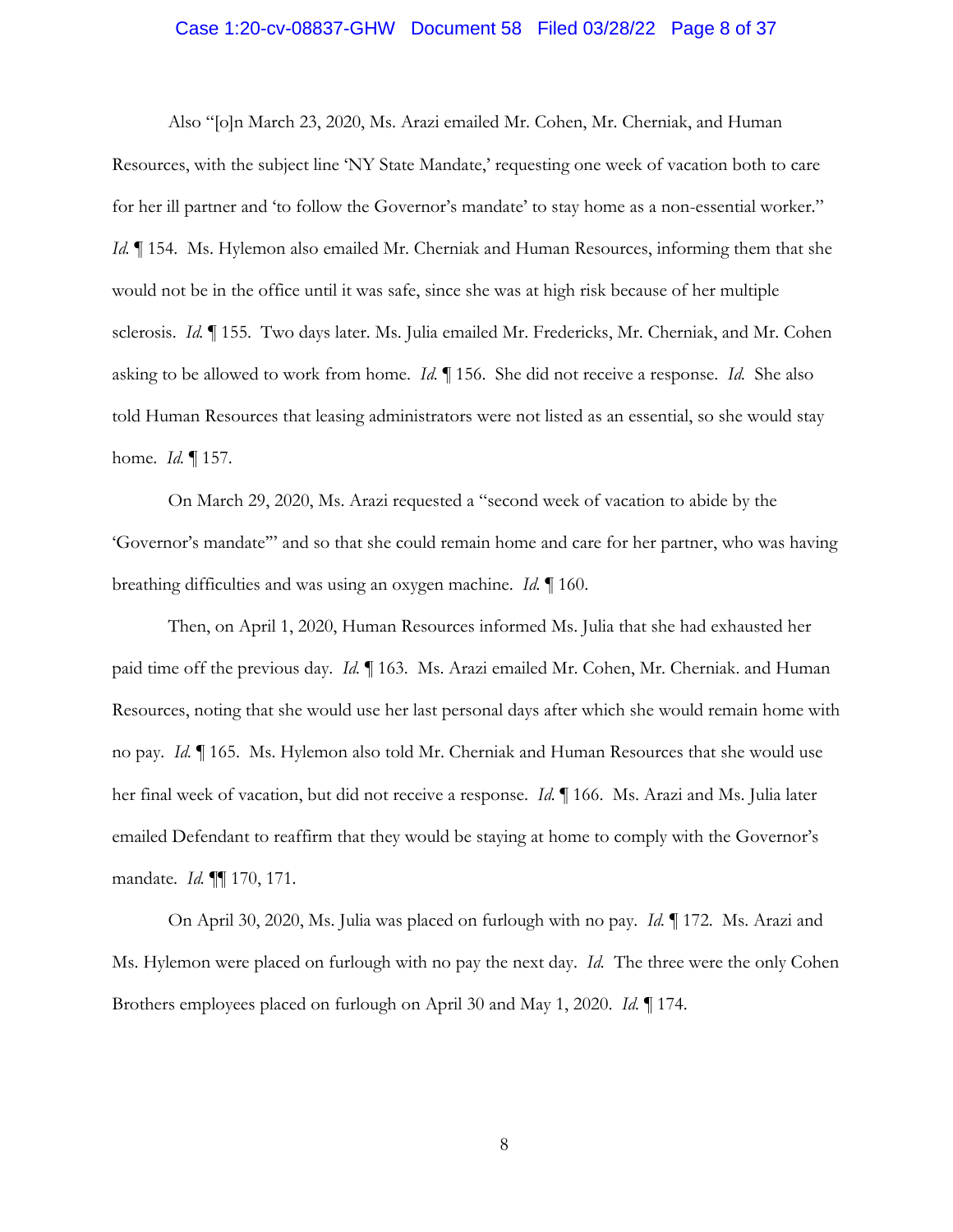Also "[o]n March 23, 2020, Ms. Arazi emailed Mr. Cohen, Mr. Cherniak, and Human Resources, with the subject line 'NY State Mandate,' requesting one week of vacation both to care for her ill partner and 'to follow the Governor's mandate' to stay home as a non-essential worker." *Id.* ¶ 154. Ms. Hylemon also emailed Mr. Cherniak and Human Resources, informing them that she would not be in the office until it was safe, since she was at high risk because of her multiple sclerosis. *Id.* ¶ 155. Two days later. Ms. Julia emailed Mr. Fredericks, Mr. Cherniak, and Mr. Cohen asking to be allowed to work from home. *Id.* ¶ 156. She did not receive a response. *Id.* She also told Human Resources that leasing administrators were not listed as an essential, so she would stay home. *Id.* ¶ 157.

On March 29, 2020, Ms. Arazi requested a "second week of vacation to abide by the 'Governor's mandate'" and so that she could remain home and care for her partner, who was having breathing difficulties and was using an oxygen machine. *Id.* ¶ 160.

Then, on April 1, 2020, Human Resources informed Ms. Julia that she had exhausted her paid time off the previous day. *Id.* ¶ 163. Ms. Arazi emailed Mr. Cohen, Mr. Cherniak. and Human Resources, noting that she would use her last personal days after which she would remain home with no pay. *Id.* ¶ 165. Ms. Hylemon also told Mr. Cherniak and Human Resources that she would use her final week of vacation, but did not receive a response. *Id.* ¶ 166. Ms. Arazi and Ms. Julia later emailed Defendant to reaffirm that they would be staying at home to comply with the Governor's mandate. *Id.* ¶¶ 170, 171.

On April 30, 2020, Ms. Julia was placed on furlough with no pay. *Id.* ¶ 172. Ms. Arazi and Ms. Hylemon were placed on furlough with no pay the next day. *Id.* The three were the only Cohen Brothers employees placed on furlough on April 30 and May 1, 2020. *Id.* ¶ 174.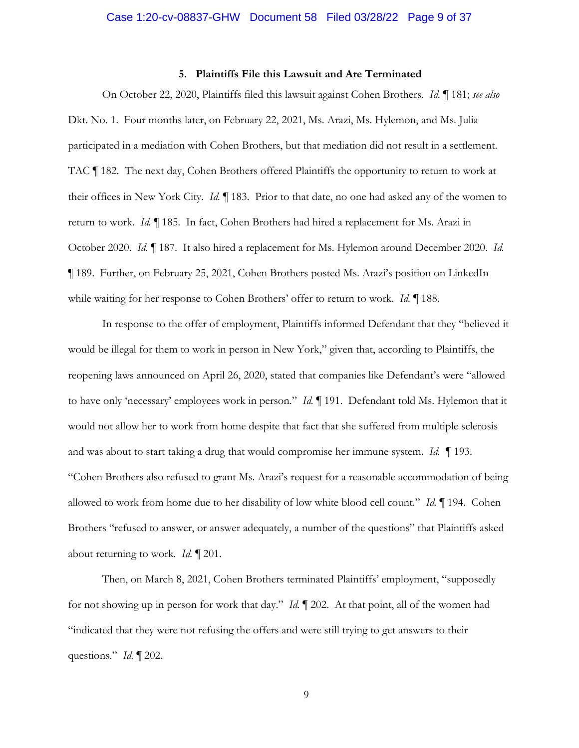### 5. Plaintiffs File this Lawsuit and Are Terminated

On October 22, 2020, Plaintiffs filed this lawsuit against Cohen Brothers. *Id.* ¶ 181; *see also* Dkt. No. 1. Four months later, on February 22, 2021, Ms. Arazi, Ms. Hylemon, and Ms. Julia participated in a mediation with Cohen Brothers, but that mediation did not result in a settlement. TAC ¶ 182. The next day, Cohen Brothers offered Plaintiffs the opportunity to return to work at their offices in New York City. *Id.* ¶ 183. Prior to that date, no one had asked any of the women to return to work. *Id.* ¶ 185. In fact, Cohen Brothers had hired a replacement for Ms. Arazi in October 2020. *Id.* ¶ 187. It also hired a replacement for Ms. Hylemon around December 2020. *Id.* ¶ 189. Further, on February 25, 2021, Cohen Brothers posted Ms. Arazi's position on LinkedIn while waiting for her response to Cohen Brothers' offer to return to work. *Id.* ¶ 188.

In response to the offer of employment, Plaintiffs informed Defendant that they "believed it would be illegal for them to work in person in New York," given that, according to Plaintiffs, the reopening laws announced on April 26, 2020, stated that companies like Defendant's were "allowed to have only 'necessary' employees work in person." *Id.* ¶ 191. Defendant told Ms. Hylemon that it would not allow her to work from home despite that fact that she suffered from multiple sclerosis and was about to start taking a drug that would compromise her immune system. *Id.* ¶ 193. "Cohen Brothers also refused to grant Ms. Arazi's request for a reasonable accommodation of being allowed to work from home due to her disability of low white blood cell count." *Id.* ¶ 194. Cohen Brothers "refused to answer, or answer adequately, a number of the questions" that Plaintiffs asked about returning to work. *Id.* ¶ 201.

Then, on March 8, 2021, Cohen Brothers terminated Plaintiffs' employment, "supposedly for not showing up in person for work that day." *Id.* ¶ 202. At that point, all of the women had "indicated that they were not refusing the offers and were still trying to get answers to their questions." *Id.* ¶ 202.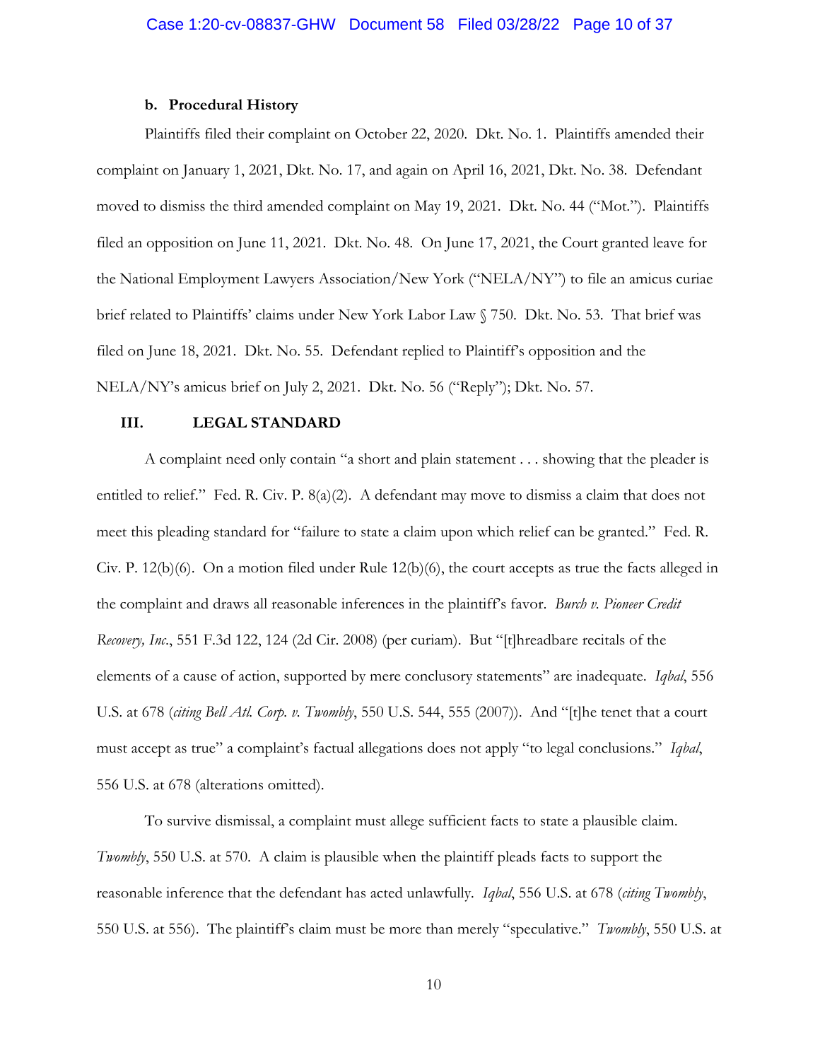#### b. Procedural History

Plaintiffs filed their complaint on October 22, 2020. Dkt. No. 1. Plaintiffs amended their complaint on January 1, 2021, Dkt. No. 17, and again on April 16, 2021, Dkt. No. 38. Defendant moved to dismiss the third amended complaint on May 19, 2021. Dkt. No. 44 ("Mot."). Plaintiffs filed an opposition on June 11, 2021. Dkt. No. 48. On June 17, 2021, the Court granted leave for the National Employment Lawyers Association/New York ("NELA/NY") to file an amicus curiae brief related to Plaintiffs' claims under New York Labor Law § 750. Dkt. No. 53. That brief was filed on June 18, 2021. Dkt. No. 55. Defendant replied to Plaintiff's opposition and the NELA/NY's amicus brief on July 2, 2021. Dkt. No. 56 ("Reply"); Dkt. No. 57.

### III. LEGAL STANDARD

A complaint need only contain "a short and plain statement . . . showing that the pleader is entitled to relief." Fed. R. Civ. P. 8(a)(2). A defendant may move to dismiss a claim that does not meet this pleading standard for "failure to state a claim upon which relief can be granted." Fed. R. Civ. P. 12(b)(6). On a motion filed under Rule 12(b)(6), the court accepts as true the facts alleged in the complaint and draws all reasonable inferences in the plaintiff's favor. *Burch v. Pioneer Credit Recovery, Inc.*, 551 F.3d 122, 124 (2d Cir. 2008) (per curiam). But "[t]hreadbare recitals of the elements of a cause of action, supported by mere conclusory statements" are inadequate. *Iqbal*, 556 U.S. at 678 (*citing Bell Atl. Corp. v. Twombly*, 550 U.S. 544, 555 (2007)). And "[t]he tenet that a court must accept as true" a complaint's factual allegations does not apply "to legal conclusions." *Iqbal*, 556 U.S. at 678 (alterations omitted).

To survive dismissal, a complaint must allege sufficient facts to state a plausible claim. *Twombly*, 550 U.S. at 570. A claim is plausible when the plaintiff pleads facts to support the reasonable inference that the defendant has acted unlawfully. *Iqbal*, 556 U.S. at 678 (*citing Twombly*, 550 U.S. at 556). The plaintiff's claim must be more than merely "speculative." *Twombly*, 550 U.S. at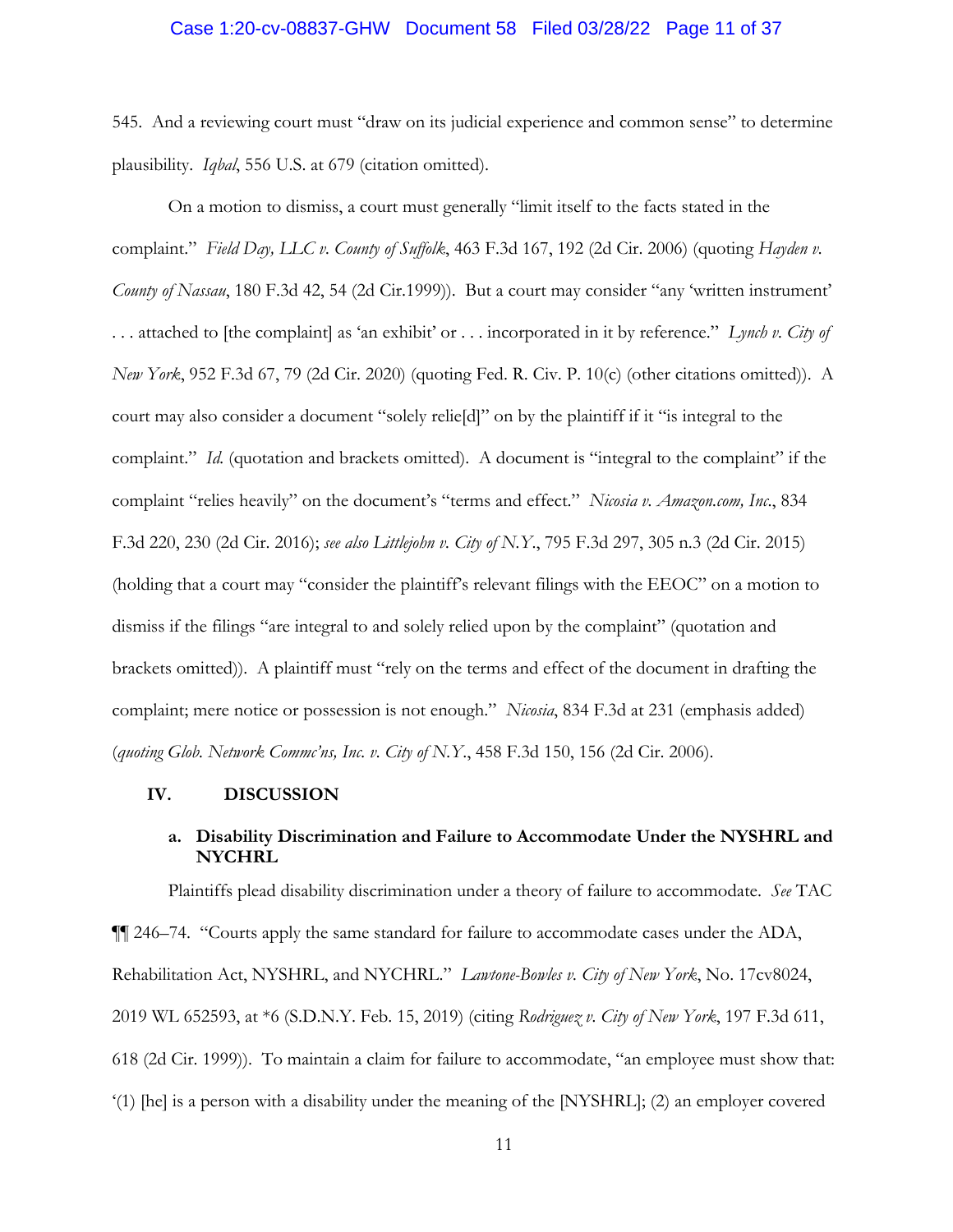545. And a reviewing court must "draw on its judicial experience and common sense" to determine plausibility. *Iqbal*, 556 U.S. at 679 (citation omitted).

On a motion to dismiss, a court must generally "limit itself to the facts stated in the complaint." *Field Day, LLC v. County of Suffolk*, 463 F.3d 167, 192 (2d Cir. 2006) (quoting *Hayden v. County of Nassau*, 180 F.3d 42, 54 (2d Cir.1999)). But a court may consider "any 'written instrument' . . . attached to [the complaint] as 'an exhibit' or . . . incorporated in it by reference." *Lynch v. City of New York*, 952 F.3d 67, 79 (2d Cir. 2020) (quoting Fed. R. Civ. P. 10(c) (other citations omitted)). A court may also consider a document "solely relie[d]" on by the plaintiff if it "is integral to the complaint." *Id.* (quotation and brackets omitted). A document is "integral to the complaint" if the complaint "relies heavily" on the document's "terms and effect." *Nicosia v. Amazon.com, Inc.*, 834 F.3d 220, 230 (2d Cir. 2016); *see also Littlejohn v. City of N.Y.*, 795 F.3d 297, 305 n.3 (2d Cir. 2015) (holding that a court may "consider the plaintiff's relevant filings with the EEOC" on a motion to dismiss if the filings "are integral to and solely relied upon by the complaint" (quotation and brackets omitted)). A plaintiff must "rely on the terms and effect of the document in drafting the complaint; mere notice or possession is not enough." *Nicosia*, 834 F.3d at 231 (emphasis added) (*quoting Glob. Network Commc'ns, Inc. v. City of N.Y.*, 458 F.3d 150, 156 (2d Cir. 2006).

## IV. DISCUSSION

### a. Disability Discrimination and Failure to Accommodate Under the NYSHRL and NYCHRL

Plaintiffs plead disability discrimination under a theory of failure to accommodate. *See* TAC ¶¶ 246–74. "Courts apply the same standard for failure to accommodate cases under the ADA, Rehabilitation Act, NYSHRL, and NYCHRL." *Lawtone-Bowles v. City of New York*, No. 17cv8024, 2019 WL 652593, at *6 (S.D.N.Y. Feb. 15, 2019) (citing *Rodriguez v. City of New York*, 197 F.3d 611, 618 (2d Cir. 1999)). To maintain a claim for failure to accommodate, "an employee must show that: '(1) [he] is a person with a disability under the meaning of the [NYSHRL]; (2) an employer covered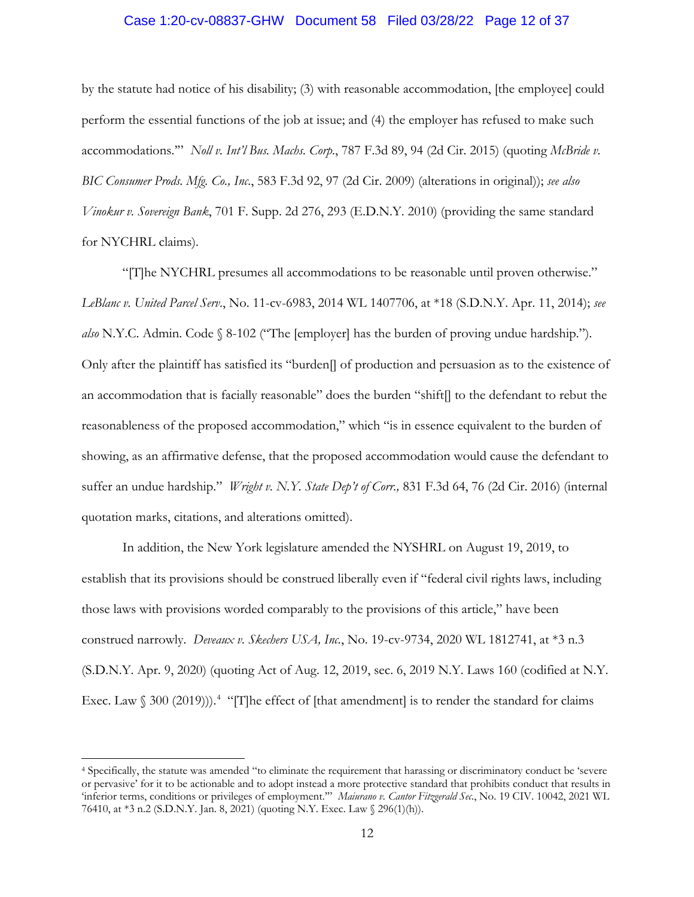by the statute had notice of his disability; (3) with reasonable accommodation, [the employee] could perform the essential functions of the job at issue; and (4) the employer has refused to make such accommodations.'" *Noll v. Int'l Bus. Machs. Corp.*, 787 F.3d 89, 94 (2d Cir. 2015) (quoting *McBride v. BIC Consumer Prods. Mfg. Co., Inc.*, 583 F.3d 92, 97 (2d Cir. 2009) (alterations in original)); *see also Vinokur v. Sovereign Bank*, 701 F. Supp. 2d 276, 293 (E.D.N.Y. 2010) (providing the same standard for NYCHRL claims).

"[T]he NYCHRL presumes all accommodations to be reasonable until proven otherwise." *LeBlanc v. United Parcel Serv.*, No. 11-cv-6983, 2014 WL 1407706, at *18 (S.D.N.Y. Apr. 11, 2014); *see also* N.Y.C. Admin. Code § 8-102 ("The [employer] has the burden of proving undue hardship."). Only after the plaintiff has satisfied its "burden[] of production and persuasion as to the existence of an accommodation that is facially reasonable" does the burden "shift[] to the defendant to rebut the reasonableness of the proposed accommodation," which "is in essence equivalent to the burden of showing, as an affirmative defense, that the proposed accommodation would cause the defendant to suffer an undue hardship." *Wright v. N.Y. State Dep't of Corr.,* 831 F.3d 64, 76 (2d Cir. 2016) (internal quotation marks, citations, and alterations omitted).

In addition, the New York legislature amended the NYSHRL on August 19, 2019, to establish that its provisions should be construed liberally even if "federal civil rights laws, including those laws with provisions worded comparably to the provisions of this article," have been construed narrowly. *Deveaux v. Skechers USA, Inc.*, No. 19-cv-9734, 2020 WL 1812741, at *3 n.3 (S.D.N.Y. Apr. 9, 2020) (quoting Act of Aug. 12, 2019, sec. 6, 2019 N.Y. Laws 160 (codified at N.Y. Exec. Law § 300 (2019))).[4] "[T]he effect of [that amendment] is to render the standard for claims

[4] Specifically, the statute was amended "to eliminate the requirement that harassing or discriminatory conduct be 'severe or pervasive' for it to be actionable and to adopt instead a more protective standard that prohibits conduct that results in 'inferior terms, conditions or privileges of employment.'" *Maiurano v. Cantor Fitzgerald Sec.*, No. 19 CIV. 10042, 2021 WL 76410, at *3 n.2 (S.D.N.Y. Jan. 8, 2021) (quoting N.Y. Exec. Law § 296(1)(h)).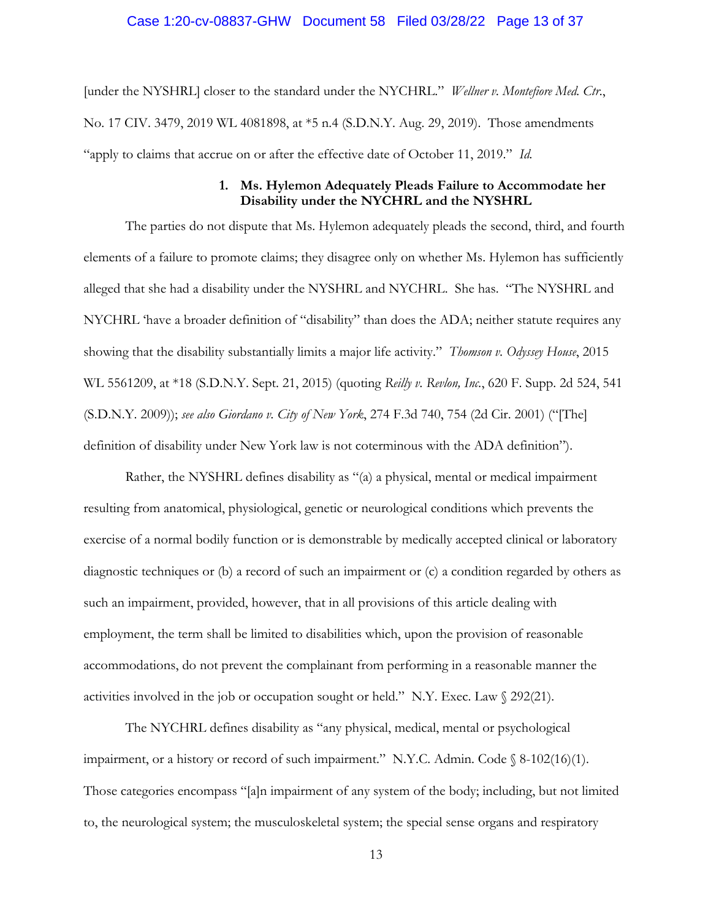[under the NYSHRL] closer to the standard under the NYCHRL." *Wellner v. Montefiore Med. Ctr.*, No. 17 CIV. 3479, 2019 WL 4081898, at *5 n.4 (S.D.N.Y. Aug. 29, 2019). Those amendments "apply to claims that accrue on or after the effective date of October 11, 2019." *Id.*

**1. Ms. Hylemon Adequately Pleads Failure to Accommodate her Disability under the NYCHRL and the NYSHRL**

The parties do not dispute that Ms. Hylemon adequately pleads the second, third, and fourth elements of a failure to promote claims; they disagree only on whether Ms. Hylemon has sufficiently alleged that she had a disability under the NYSHRL and NYCHRL. She has. "The NYSHRL and NYCHRL 'have a broader definition of "disability" than does the ADA; neither statute requires any showing that the disability substantially limits a major life activity." *Thomson v. Odyssey House*, 2015 WL 5561209, at *18 (S.D.N.Y. Sept. 21, 2015) (quoting *Reilly v. Revlon, Inc.*, 620 F. Supp. 2d 524, 541 (S.D.N.Y. 2009)); *see also Giordano v. City of New York*, 274 F.3d 740, 754 (2d Cir. 2001) ("[The] definition of disability under New York law is not coterminous with the ADA definition").

Rather, the NYSHRL defines disability as "(a) a physical, mental or medical impairment resulting from anatomical, physiological, genetic or neurological conditions which prevents the exercise of a normal bodily function or is demonstrable by medically accepted clinical or laboratory diagnostic techniques or (b) a record of such an impairment or (c) a condition regarded by others as such an impairment, provided, however, that in all provisions of this article dealing with employment, the term shall be limited to disabilities which, upon the provision of reasonable accommodations, do not prevent the complainant from performing in a reasonable manner the activities involved in the job or occupation sought or held." N.Y. Exec. Law § 292(21).

The NYCHRL defines disability as "any physical, medical, mental or psychological impairment, or a history or record of such impairment." N.Y.C. Admin. Code § 8-102(16)(1). Those categories encompass "[a]n impairment of any system of the body; including, but not limited to, the neurological system; the musculoskeletal system; the special sense organs and respiratory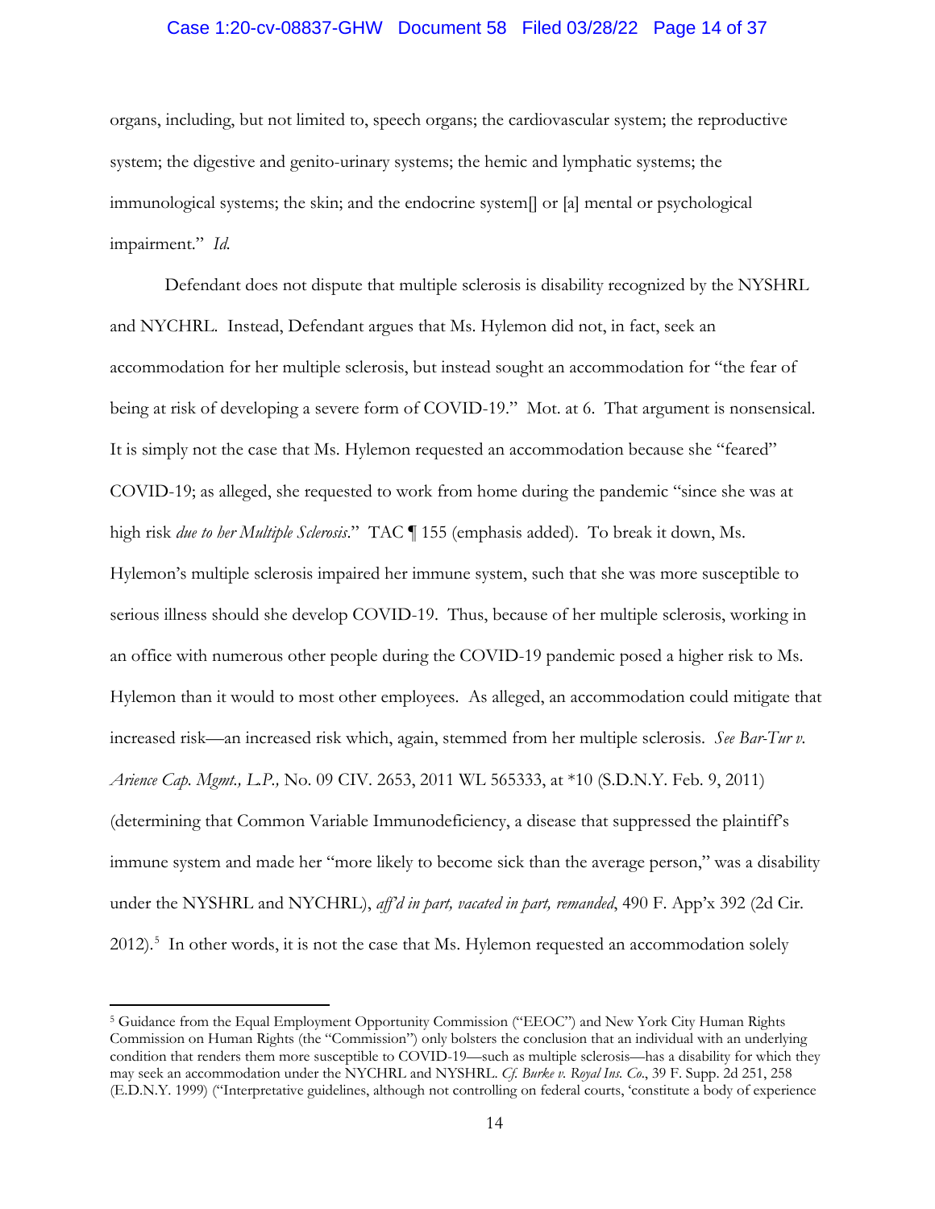organs, including, but not limited to, speech organs; the cardiovascular system; the reproductive system; the digestive and genito-urinary systems; the hemic and lymphatic systems; the immunological systems; the skin; and the endocrine system[] or [a] mental or psychological impairment." *Id.*

Defendant does not dispute that multiple sclerosis is disability recognized by the NYSHRL and NYCHRL. Instead, Defendant argues that Ms. Hylemon did not, in fact, seek an accommodation for her multiple sclerosis, but instead sought an accommodation for "the fear of being at risk of developing a severe form of COVID-19." Mot. at 6. That argument is nonsensical. It is simply not the case that Ms. Hylemon requested an accommodation because she "feared" COVID-19; as alleged, she requested to work from home during the pandemic "since she was at high risk *due to her Multiple Sclerosis*." TAC ¶ 155 (emphasis added). To break it down, Ms. Hylemon's multiple sclerosis impaired her immune system, such that she was more susceptible to serious illness should she develop COVID-19. Thus, because of her multiple sclerosis, working in an office with numerous other people during the COVID-19 pandemic posed a higher risk to Ms. Hylemon than it would to most other employees. As alleged, an accommodation could mitigate that increased risk—an increased risk which, again, stemmed from her multiple sclerosis. *See Bar-Tur v. Arience Cap. Mgmt., L.P.,* No. 09 CIV. 2653, 2011 WL 565333, at *10 (S.D.N.Y. Feb. 9, 2011) (determining that Common Variable Immunodeficiency, a disease that suppressed the plaintiff's immune system and made her "more likely to become sick than the average person," was a disability under the NYSHRL and NYCHRL), *aff'd in part, vacated in part, remanded*, 490 F. App'x 392 (2d Cir. 2012).[5] In other words, it is not the case that Ms. Hylemon requested an accommodation solely

[5] Guidance from the Equal Employment Opportunity Commission ("EEOC") and New York City Human Rights Commission on Human Rights (the "Commission") only bolsters the conclusion that an individual with an underlying condition that renders them more susceptible to COVID-19—such as multiple sclerosis—has a disability for which they may seek an accommodation under the NYCHRL and NYSHRL. *Cf. Burke v. Royal Ins. Co.*, 39 F. Supp. 2d 251, 258 (E.D.N.Y. 1999) ("Interpretative guidelines, although not controlling on federal courts, 'constitute a body of experience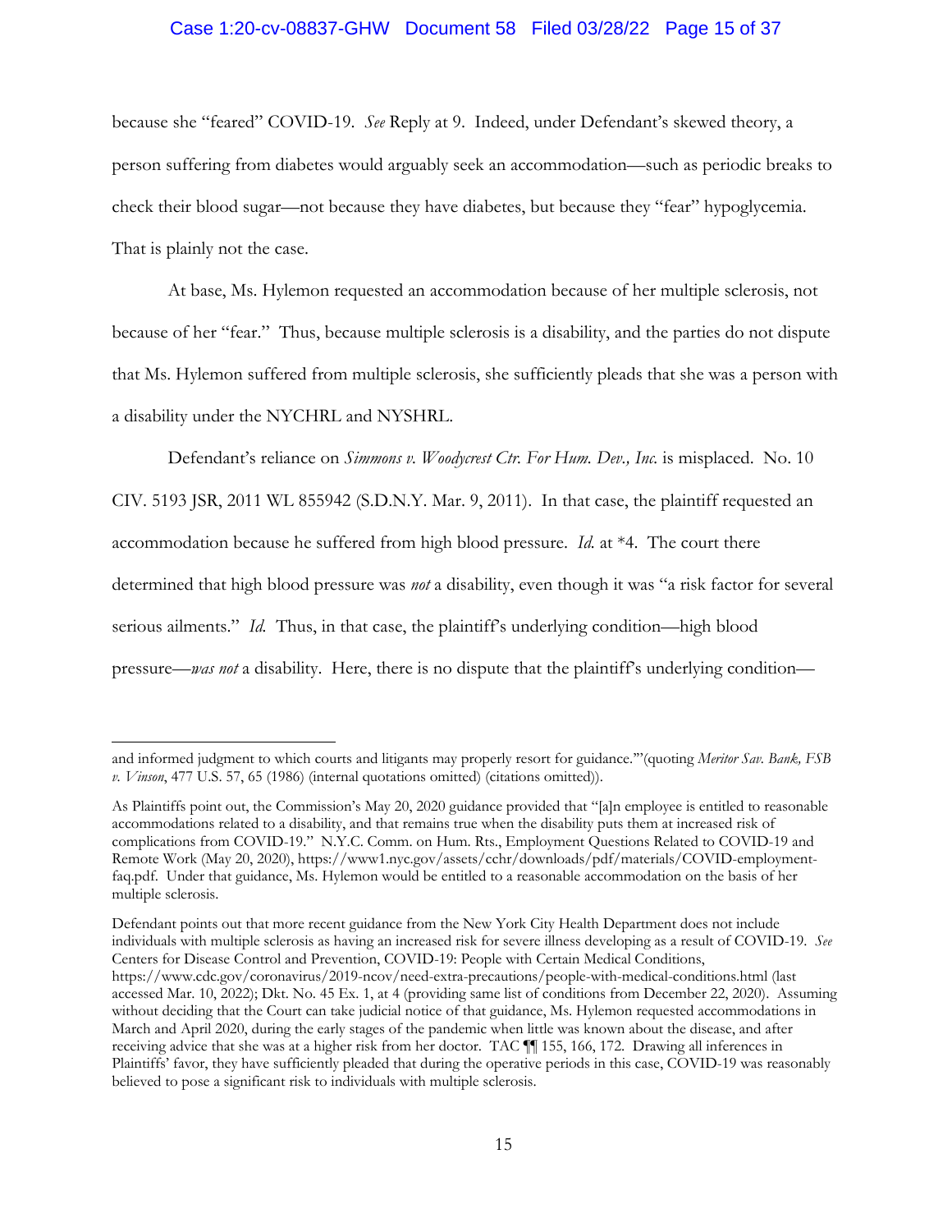because she "feared" COVID-19. *See* Reply at 9. Indeed, under Defendant's skewed theory, a person suffering from diabetes would arguably seek an accommodation—such as periodic breaks to check their blood sugar—not because they have diabetes, but because they "fear" hypoglycemia. That is plainly not the case.

At base, Ms. Hylemon requested an accommodation because of her multiple sclerosis, not because of her "fear." Thus, because multiple sclerosis is a disability, and the parties do not dispute that Ms. Hylemon suffered from multiple sclerosis, she sufficiently pleads that she was a person with a disability under the NYCHRL and NYSHRL.

Defendant's reliance on *Simmons v. Woodycrest Ctr. For Hum. Dev., Inc.* is misplaced. No. 10 CIV. 5193 JSR, 2011 WL 855942 (S.D.N.Y. Mar. 9, 2011). In that case, the plaintiff requested an accommodation because he suffered from high blood pressure. *Id.* at *4. The court there determined that high blood pressure was *not* a disability, even though it was "a risk factor for several serious ailments." *Id.* Thus, in that case, the plaintiff's underlying condition—high blood pressure—*was not* a disability. Here, there is no dispute that the plaintiff's underlying condition—

---

and informed judgment to which courts and litigants may properly resort for guidance.'"(quoting *Meritor Sav. Bank, FSB v. Vinson*, 477 U.S. 57, 65 (1986) (internal quotations omitted) (citations omitted)).

As Plaintiffs point out, the Commission's May 20, 2020 guidance provided that "[a]n employee is entitled to reasonable accommodations related to a disability, and that remains true when the disability puts them at increased risk of complications from COVID-19." N.Y.C. Comm. on Hum. Rts., Employment Questions Related to COVID-19 and Remote Work (May 20, 2020), https://www1.nyc.gov/assets/cchr/downloads/pdf/materials/COVID-employment-faq.pdf. Under that guidance, Ms. Hylemon would be entitled to a reasonable accommodation on the basis of her multiple sclerosis.

Defendant points out that more recent guidance from the New York City Health Department does not include individuals with multiple sclerosis as having an increased risk for severe illness developing as a result of COVID-19. *See* Centers for Disease Control and Prevention, COVID-19: People with Certain Medical Conditions, https://www.cdc.gov/coronavirus/2019-ncov/need-extra-precautions/people-with-medical-conditions.html (last accessed Mar. 10, 2022); Dkt. No. 45 Ex. 1, at 4 (providing same list of conditions from December 22, 2020). Assuming without deciding that the Court can take judicial notice of that guidance, Ms. Hylemon requested accommodations in March and April 2020, during the early stages of the pandemic when little was known about the disease, and after receiving advice that she was at a higher risk from her doctor. TAC ¶¶ 155, 166, 172. Drawing all inferences in Plaintiffs' favor, they have sufficiently pleaded that during the operative periods in this case, COVID-19 was reasonably believed to pose a significant risk to individuals with multiple sclerosis.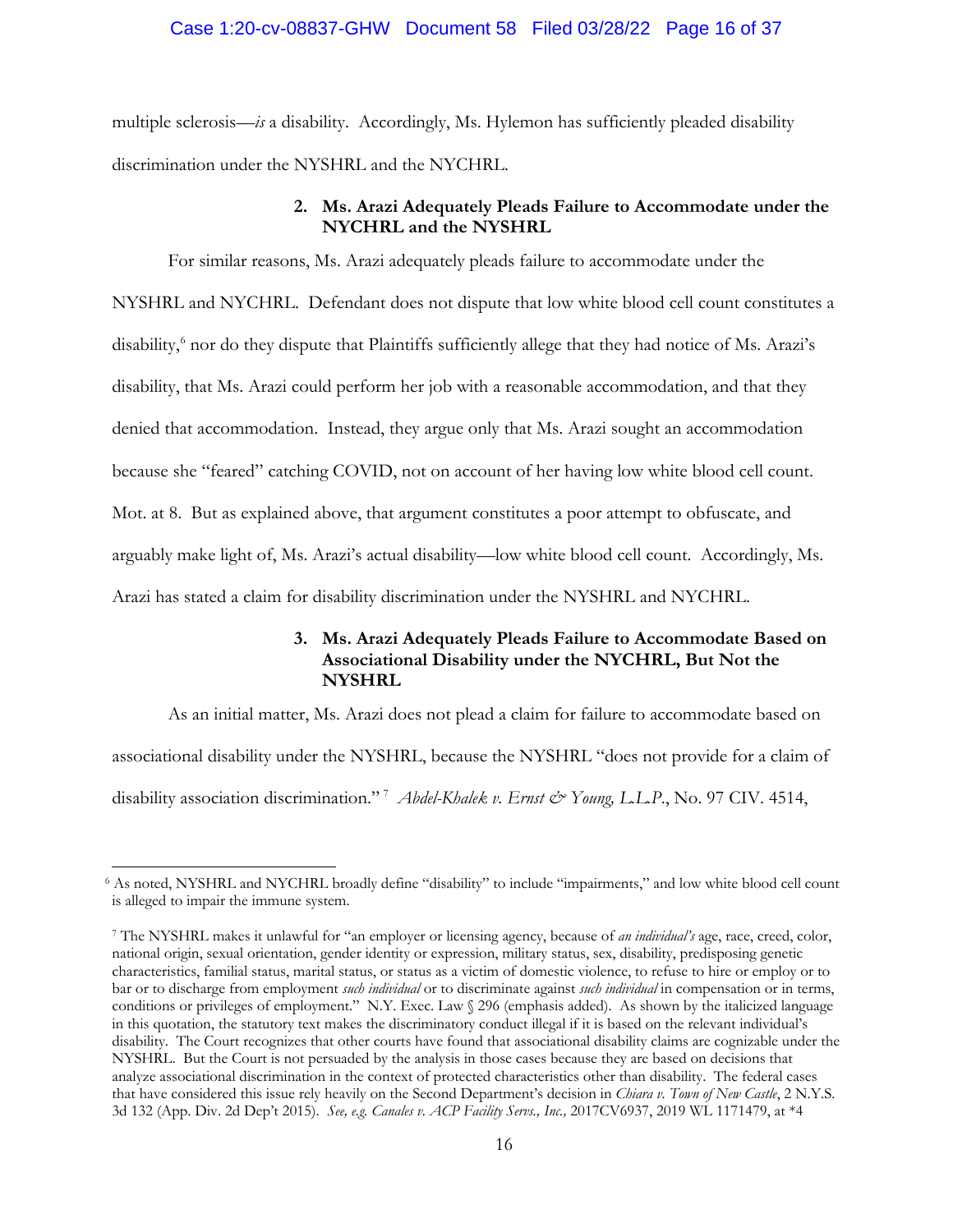multiple sclerosis—*is* a disability. Accordingly, Ms. Hylemon has sufficiently pleaded disability discrimination under the NYSHRL and the NYCHRL.

**2. Ms. Arazi Adequately Pleads Failure to Accommodate under the NYCHRL and the NYSHRL**

For similar reasons, Ms. Arazi adequately pleads failure to accommodate under the NYSHRL and NYCHRL. Defendant does not dispute that low white blood cell count constitutes a disability,[6] nor do they dispute that Plaintiffs sufficiently allege that they had notice of Ms. Arazi's disability, that Ms. Arazi could perform her job with a reasonable accommodation, and that they denied that accommodation. Instead, they argue only that Ms. Arazi sought an accommodation because she "feared" catching COVID, not on account of her having low white blood cell count. Mot. at 8. But as explained above, that argument constitutes a poor attempt to obfuscate, and arguably make light of, Ms. Arazi's actual disability—low white blood cell count. Accordingly, Ms. Arazi has stated a claim for disability discrimination under the NYSHRL and NYCHRL.

**3. Ms. Arazi Adequately Pleads Failure to Accommodate Based on Associational Disability under the NYCHRL, But Not the NYSHRL**

As an initial matter, Ms. Arazi does not plead a claim for failure to accommodate based on associational disability under the NYSHRL, because the NYSHRL "does not provide for a claim of disability association discrimination."[7] *Abdel-Khalek v. Ernst & Young, L.L.P.*, No. 97 CIV. 4514,

---

[6] As noted, NYSHRL and NYCHRL broadly define "disability" to include "impairments," and low white blood cell count is alleged to impair the immune system.

[7] The NYSHRL makes it unlawful for "an employer or licensing agency, because of *an individual's* age, race, creed, color, national origin, sexual orientation, gender identity or expression, military status, sex, disability, predisposing genetic characteristics, familial status, marital status, or status as a victim of domestic violence, to refuse to hire or employ or to bar or to discharge from employment *such individual* or to discriminate against *such individual* in compensation or in terms, conditions or privileges of employment." N.Y. Exec. Law § 296 (emphasis added). As shown by the italicized language in this quotation, the statutory text makes the discriminatory conduct illegal if it is based on the relevant individual's disability. The Court recognizes that other courts have found that associational disability claims are cognizable under the NYSHRL. But the Court is not persuaded by the analysis in those cases because they are based on decisions that analyze associational discrimination in the context of protected characteristics other than disability. The federal cases that have considered this issue rely heavily on the Second Department's decision in *Chiara v. Town of New Castle*, 2 N.Y.S. 3d 132 (App. Div. 2d Dep't 2015). *See, e.g. Canales v. ACP Facility Servs., Inc.,* 2017CV6937, 2019 WL 1171479, at *4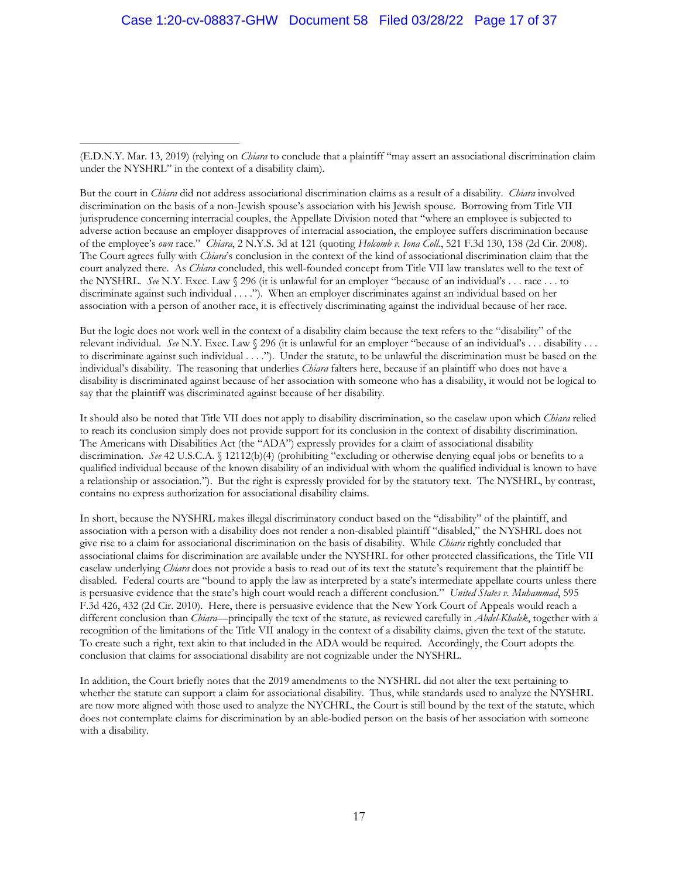(E.D.N.Y. Mar. 13, 2019) (relying on *Chiara* to conclude that a plaintiff "may assert an associational discrimination claim under the NYSHRL" in the context of a disability claim).

But the court in *Chiara* did not address associational discrimination claims as a result of a disability. *Chiara* involved discrimination on the basis of a non-Jewish spouse's association with his Jewish spouse. Borrowing from Title VII jurisprudence concerning interracial couples, the Appellate Division noted that "where an employee is subjected to adverse action because an employer disapproves of interracial association, the employee suffers discrimination because of the employee's *own* race." *Chiara*, 2 N.Y.S. 3d at 121 (quoting *Holcomb v. Iona Coll.*, 521 F.3d 130, 138 (2d Cir. 2008). The Court agrees fully with *Chiara*'s conclusion in the context of the kind of associational discrimination claim that the court analyzed there. As *Chiara* concluded, this well-founded concept from Title VII law translates well to the text of the NYSHRL. *See* N.Y. Exec. Law § 296 (it is unlawful for an employer "because of an individual's . . . race . . . to discriminate against such individual . . . ."). When an employer discriminates against an individual based on her association with a person of another race, it is effectively discriminating against the individual because of her race.

But the logic does not work well in the context of a disability claim because the text refers to the "disability" of the relevant individual. *See* N.Y. Exec. Law § 296 (it is unlawful for an employer "because of an individual's . . . disability . . . to discriminate against such individual . . . ."). Under the statute, to be unlawful the discrimination must be based on the individual's disability. The reasoning that underlies *Chiara* falters here, because if an plaintiff who does not have a disability is discriminated against because of her association with someone who has a disability, it would not be logical to say that the plaintiff was discriminated against because of her disability.

It should also be noted that Title VII does not apply to disability discrimination, so the caselaw upon which *Chiara* relied to reach its conclusion simply does not provide support for its conclusion in the context of disability discrimination. The Americans with Disabilities Act (the "ADA") expressly provides for a claim of associational disability discrimination. *See* 42 U.S.C.A. § 12112(b)(4) (prohibiting "excluding or otherwise denying equal jobs or benefits to a qualified individual because of the known disability of an individual with whom the qualified individual is known to have a relationship or association."). But the right is expressly provided for by the statutory text. The NYSHRL, by contrast, contains no express authorization for associational disability claims.

In short, because the NYSHRL makes illegal discriminatory conduct based on the "disability" of the plaintiff, and association with a person with a disability does not render a non-disabled plaintiff "disabled," the NYSHRL does not give rise to a claim for associational discrimination on the basis of disability. While *Chiara* rightly concluded that associational claims for discrimination are available under the NYSHRL for other protected classifications, the Title VII caselaw underlying *Chiara* does not provide a basis to read out of its text the statute's requirement that the plaintiff be disabled. Federal courts are "bound to apply the law as interpreted by a state's intermediate appellate courts unless there is persuasive evidence that the state's high court would reach a different conclusion." *United States v. Muhammad*, 595 F.3d 426, 432 (2d Cir. 2010). Here, there is persuasive evidence that the New York Court of Appeals would reach a different conclusion than *Chiara*—principally the text of the statute, as reviewed carefully in *Abdel-Khalek*, together with a recognition of the limitations of the Title VII analogy in the context of a disability claims, given the text of the statute. To create such a right, text akin to that included in the ADA would be required. Accordingly, the Court adopts the conclusion that claims for associational disability are not cognizable under the NYSHRL.

In addition, the Court briefly notes that the 2019 amendments to the NYSHRL did not alter the text pertaining to whether the statute can support a claim for associational disability. Thus, while standards used to analyze the NYSHRL are now more aligned with those used to analyze the NYCHRL, the Court is still bound by the text of the statute, which does not contemplate claims for discrimination by an able-bodied person on the basis of her association with someone with a disability.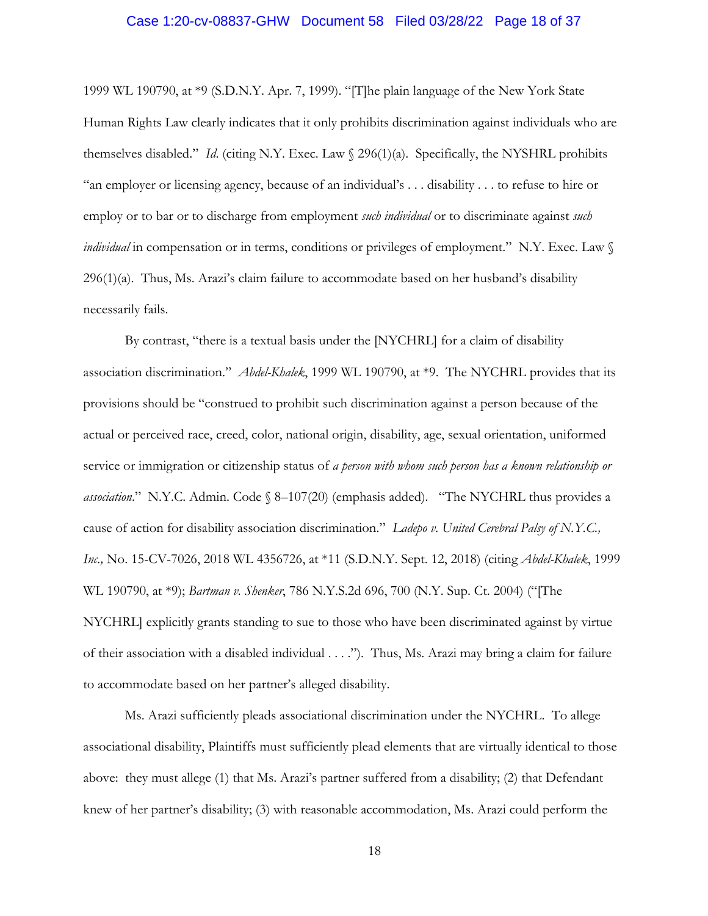1999 WL 190790, at *9 (S.D.N.Y. Apr. 7, 1999). "[T]he plain language of the New York State Human Rights Law clearly indicates that it only prohibits discrimination against individuals who are themselves disabled." *Id.* (citing N.Y. Exec. Law § 296(1)(a). Specifically, the NYSHRL prohibits "an employer or licensing agency, because of an individual's . . . disability . . . to refuse to hire or employ or to bar or to discharge from employment *such individual* or to discriminate against *such individual* in compensation or in terms, conditions or privileges of employment." N.Y. Exec. Law § 296(1)(a). Thus, Ms. Arazi's claim failure to accommodate based on her husband's disability necessarily fails.

By contrast, "there is a textual basis under the [NYCHRL] for a claim of disability association discrimination." *Abdel-Khalek*, 1999 WL 190790, at *9. The NYCHRL provides that its provisions should be "construed to prohibit such discrimination against a person because of the actual or perceived race, creed, color, national origin, disability, age, sexual orientation, uniformed service or immigration or citizenship status of *a person with whom such person has a known relationship or association*." N.Y.C. Admin. Code § 8–107(20) (emphasis added). "The NYCHRL thus provides a cause of action for disability association discrimination." *Ladepo v. United Cerebral Palsy of N.Y.C., Inc.,* No. 15-CV-7026, 2018 WL 4356726, at *11 (S.D.N.Y. Sept. 12, 2018) (citing *Abdel-Khalek*, 1999 WL 190790, at *9); *Bartman v. Shenker*, 786 N.Y.S.2d 696, 700 (N.Y. Sup. Ct. 2004) ("[The NYCHRL] explicitly grants standing to sue to those who have been discriminated against by virtue of their association with a disabled individual . . . ."). Thus, Ms. Arazi may bring a claim for failure to accommodate based on her partner's alleged disability.

Ms. Arazi sufficiently pleads associational discrimination under the NYCHRL. To allege associational disability, Plaintiffs must sufficiently plead elements that are virtually identical to those above: they must allege (1) that Ms. Arazi's partner suffered from a disability; (2) that Defendant knew of her partner's disability; (3) with reasonable accommodation, Ms. Arazi could perform the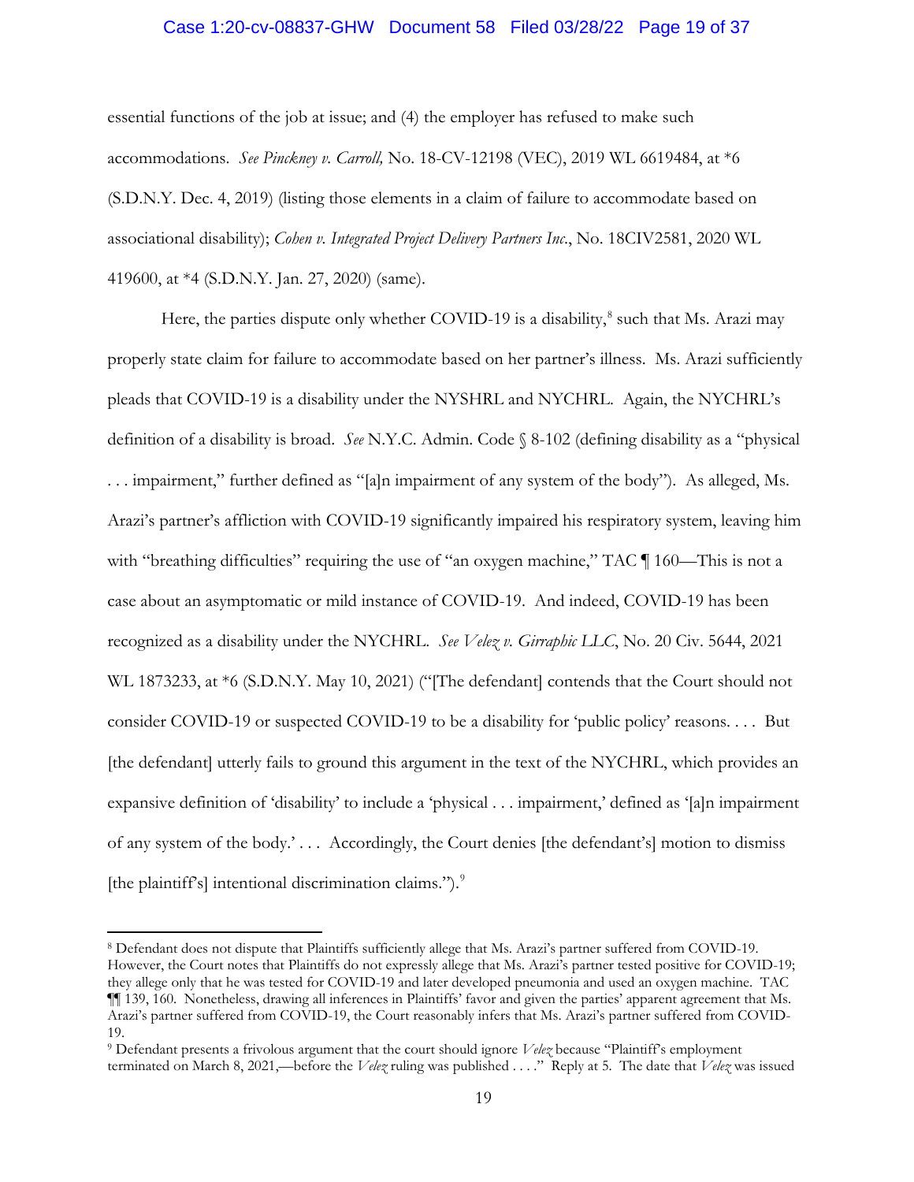essential functions of the job at issue; and (4) the employer has refused to make such accommodations. *See Pinckney v. Carroll,* No. 18-CV-12198 (VEC), 2019 WL 6619484, at *6 (S.D.N.Y. Dec. 4, 2019) (listing those elements in a claim of failure to accommodate based on associational disability); *Cohen v. Integrated Project Delivery Partners Inc.*, No. 18CIV2581, 2020 WL 419600, at *4 (S.D.N.Y. Jan. 27, 2020) (same).

Here, the parties dispute only whether COVID-19 is a disability,[8] such that Ms. Arazi may properly state claim for failure to accommodate based on her partner's illness. Ms. Arazi sufficiently pleads that COVID-19 is a disability under the NYSHRL and NYCHRL. Again, the NYCHRL's definition of a disability is broad. *See* N.Y.C. Admin. Code § 8-102 (defining disability as a "physical . . . impairment," further defined as "[a]n impairment of any system of the body"). As alleged, Ms. Arazi's partner's affliction with COVID-19 significantly impaired his respiratory system, leaving him with "breathing difficulties" requiring the use of "an oxygen machine," TAC ¶ 160—This is not a case about an asymptomatic or mild instance of COVID-19. And indeed, COVID-19 has been recognized as a disability under the NYCHRL. *See Velez v. Girraphic LLC*, No. 20 Civ. 5644, 2021 WL 1873233, at *6 (S.D.N.Y. May 10, 2021) ("[The defendant] contends that the Court should not consider COVID-19 or suspected COVID-19 to be a disability for 'public policy' reasons. . . . But [the defendant] utterly fails to ground this argument in the text of the NYCHRL, which provides an expansive definition of 'disability' to include a 'physical . . . impairment,' defined as '[a]n impairment of any system of the body.' . . . Accordingly, the Court denies [the defendant's] motion to dismiss [the plaintiff's] intentional discrimination claims.").[9]

---

[8] Defendant does not dispute that Plaintiffs sufficiently allege that Ms. Arazi's partner suffered from COVID-19. However, the Court notes that Plaintiffs do not expressly allege that Ms. Arazi's partner tested positive for COVID-19; they allege only that he was tested for COVID-19 and later developed pneumonia and used an oxygen machine. TAC ¶¶ 139, 160. Nonetheless, drawing all inferences in Plaintiffs' favor and given the parties' apparent agreement that Ms. Arazi's partner suffered from COVID-19, the Court reasonably infers that Ms. Arazi's partner suffered from COVID-19.

[9] Defendant presents a frivolous argument that the court should ignore *Velez* because "Plaintiff's employment terminated on March 8, 2021,—before the *Velez* ruling was published . . . ." Reply at 5. The date that *Velez* was issued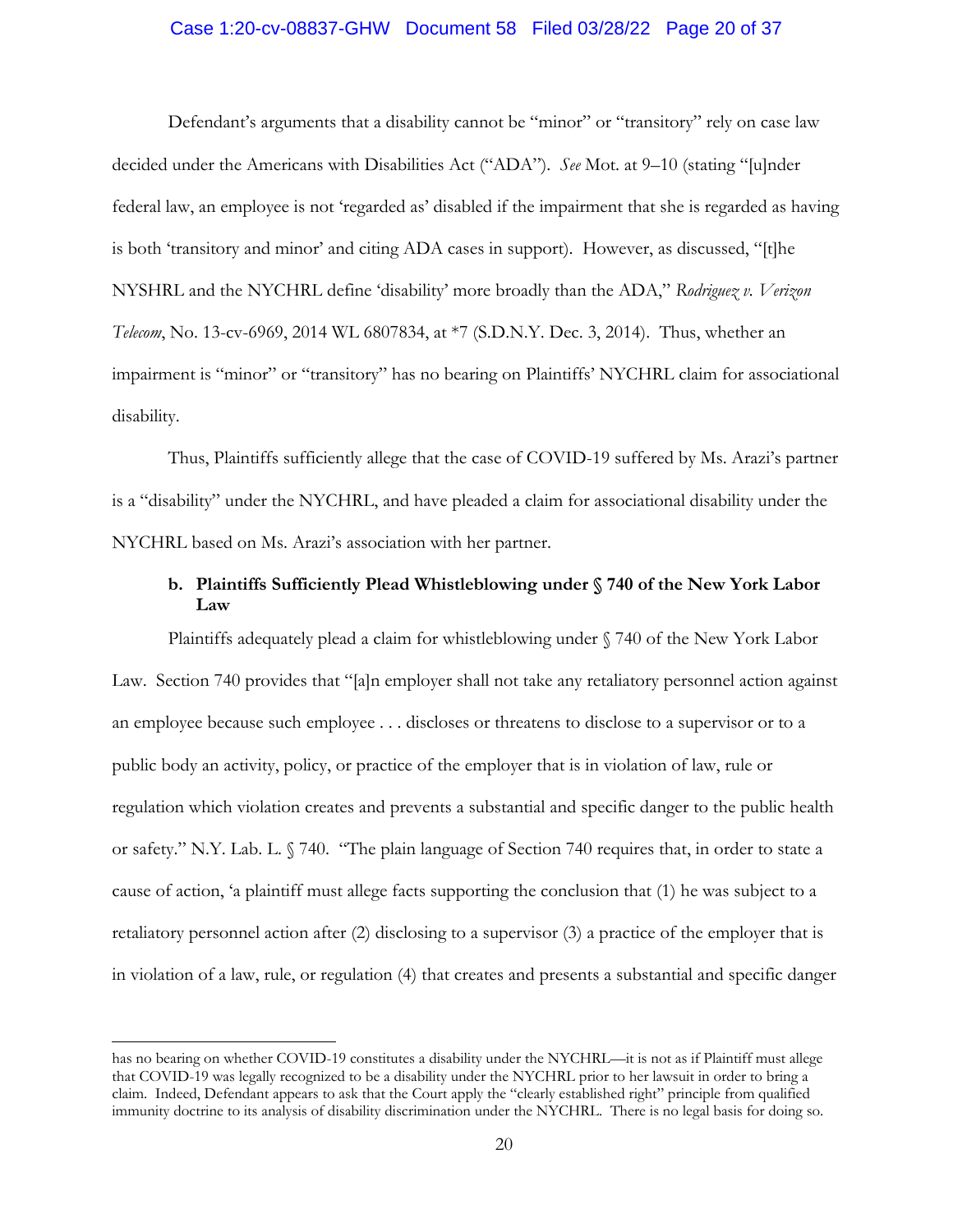Defendant's arguments that a disability cannot be "minor" or "transitory" rely on case law decided under the Americans with Disabilities Act ("ADA"). *See* Mot. at 9–10 (stating "[u]nder federal law, an employee is not 'regarded as' disabled if the impairment that she is regarded as having is both 'transitory and minor' and citing ADA cases in support). However, as discussed, "[t]he NYSHRL and the NYCHRL define 'disability' more broadly than the ADA," *Rodriguez v. Verizon Telecom*, No. 13-cv-6969, 2014 WL 6807834, at *7 (S.D.N.Y. Dec. 3, 2014). Thus, whether an impairment is "minor" or "transitory" has no bearing on Plaintiffs' NYCHRL claim for associational disability.

Thus, Plaintiffs sufficiently allege that the case of COVID-19 suffered by Ms. Arazi's partner is a "disability" under the NYCHRL, and have pleaded a claim for associational disability under the NYCHRL based on Ms. Arazi's association with her partner.

**b. Plaintiffs Sufficiently Plead Whistleblowing under § 740 of the New York Labor Law**

Plaintiffs adequately plead a claim for whistleblowing under § 740 of the New York Labor Law. Section 740 provides that "[a]n employer shall not take any retaliatory personnel action against an employee because such employee . . . discloses or threatens to disclose to a supervisor or to a public body an activity, policy, or practice of the employer that is in violation of law, rule or regulation which violation creates and prevents a substantial and specific danger to the public health or safety." N.Y. Lab. L. § 740. "The plain language of Section 740 requires that, in order to state a cause of action, 'a plaintiff must allege facts supporting the conclusion that (1) he was subject to a retaliatory personnel action after (2) disclosing to a supervisor (3) a practice of the employer that is in violation of a law, rule, or regulation (4) that creates and presents a substantial and specific danger

---

has no bearing on whether COVID-19 constitutes a disability under the NYCHRL—it is not as if Plaintiff must allege that COVID-19 was legally recognized to be a disability under the NYCHRL prior to her lawsuit in order to bring a claim. Indeed, Defendant appears to ask that the Court apply the "clearly established right" principle from qualified immunity doctrine to its analysis of disability discrimination under the NYCHRL. There is no legal basis for doing so.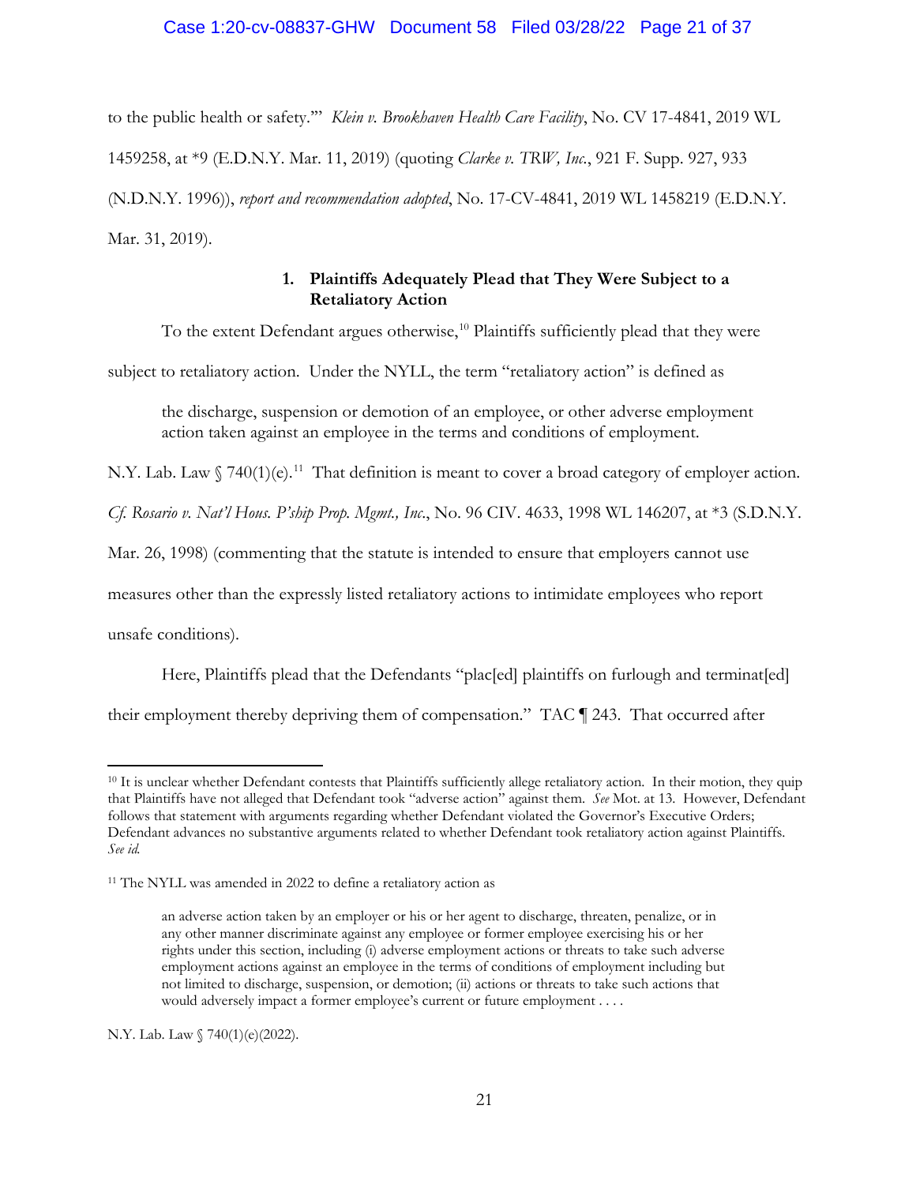to the public health or safety.'" *Klein v. Brookhaven Health Care Facility*, No. CV 17-4841, 2019 WL 1459258, at *9 (E.D.N.Y. Mar. 11, 2019) (quoting *Clarke v. TRW, Inc.*, 921 F. Supp. 927, 933 (N.D.N.Y. 1996)), *report and recommendation adopted*, No. 17-CV-4841, 2019 WL 1458219 (E.D.N.Y. Mar. 31, 2019).

### 1. Plaintiffs Adequately Plead that They Were Subject to a Retaliatory Action

To the extent Defendant argues otherwise,[10] Plaintiffs sufficiently plead that they were subject to retaliatory action. Under the NYLL, the term "retaliatory action" is defined as

> the discharge, suspension or demotion of an employee, or other adverse employment action taken against an employee in the terms and conditions of employment.

N.Y. Lab. Law § 740(1)(e).[11] That definition is meant to cover a broad category of employer action. *Cf. Rosario v. Nat'l Hous. P'ship Prop. Mgmt., Inc.*, No. 96 CIV. 4633, 1998 WL 146207, at *3 (S.D.N.Y. Mar. 26, 1998) (commenting that the statute is intended to ensure that employers cannot use measures other than the expressly listed retaliatory actions to intimidate employees who report unsafe conditions).

Here, Plaintiffs plead that the Defendants "plac[ed] plaintiffs on furlough and terminat[ed] their employment thereby depriving them of compensation." TAC ¶ 243. That occurred after

---

[10] It is unclear whether Defendant contests that Plaintiffs sufficiently allege retaliatory action. In their motion, they quip that Plaintiffs have not alleged that Defendant took "adverse action" against them. *See* Mot. at 13. However, Defendant follows that statement with arguments regarding whether Defendant violated the Governor's Executive Orders; Defendant advances no substantive arguments related to whether Defendant took retaliatory action against Plaintiffs. *See id.*

[11] The NYLL was amended in 2022 to define a retaliatory action as

> an adverse action taken by an employer or his or her agent to discharge, threaten, penalize, or in any other manner discriminate against any employee or former employee exercising his or her rights under this section, including (i) adverse employment actions or threats to take such adverse employment actions against an employee in the terms of conditions of employment including but not limited to discharge, suspension, or demotion; (ii) actions or threats to take such actions that would adversely impact a former employee's current or future employment . . . .

N.Y. Lab. Law § 740(1)(e)(2022).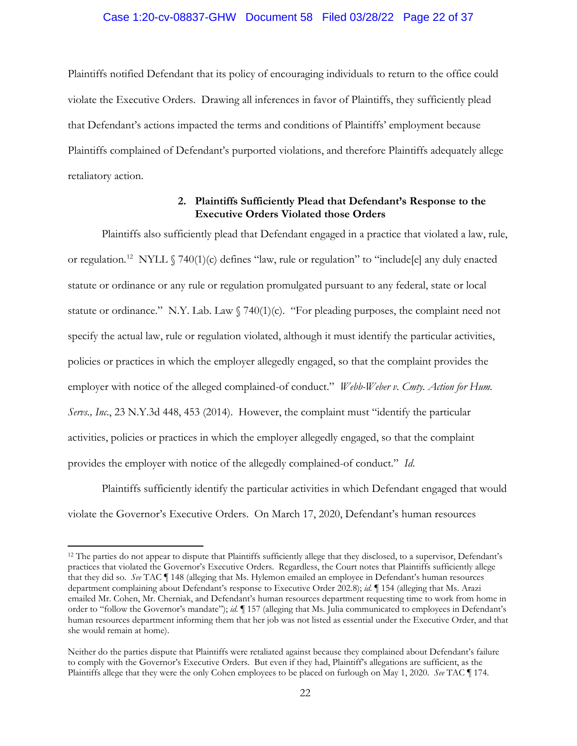Plaintiffs notified Defendant that its policy of encouraging individuals to return to the office could violate the Executive Orders. Drawing all inferences in favor of Plaintiffs, they sufficiently plead that Defendant's actions impacted the terms and conditions of Plaintiffs' employment because Plaintiffs complained of Defendant's purported violations, and therefore Plaintiffs adequately allege retaliatory action.

#### 2. Plaintiffs Sufficiently Plead that Defendant's Response to the Executive Orders Violated those Orders

Plaintiffs also sufficiently plead that Defendant engaged in a practice that violated a law, rule, or regulation.[12] NYLL § 740(1)(c) defines "law, rule or regulation" to "include[e] any duly enacted statute or ordinance or any rule or regulation promulgated pursuant to any federal, state or local statute or ordinance." N.Y. Lab. Law § 740(1)(c). "For pleading purposes, the complaint need not specify the actual law, rule or regulation violated, although it must identify the particular activities, policies or practices in which the employer allegedly engaged, so that the complaint provides the employer with notice of the alleged complained-of conduct." *Webb-Weber v. Cmty. Action for Hum. Servs., Inc.*, 23 N.Y.3d 448, 453 (2014). However, the complaint must "identify the particular activities, policies or practices in which the employer allegedly engaged, so that the complaint provides the employer with notice of the allegedly complained-of conduct." *Id.*

Plaintiffs sufficiently identify the particular activities in which Defendant engaged that would violate the Governor's Executive Orders. On March 17, 2020, Defendant's human resources

---

[12] The parties do not appear to dispute that Plaintiffs sufficiently allege that they disclosed, to a supervisor, Defendant's practices that violated the Governor's Executive Orders. Regardless, the Court notes that Plaintiffs sufficiently allege that they did so. *See* TAC ¶ 148 (alleging that Ms. Hylemon emailed an employee in Defendant's human resources department complaining about Defendant's response to Executive Order 202.8); *id.* ¶ 154 (alleging that Ms. Arazi emailed Mr. Cohen, Mr. Cherniak, and Defendant's human resources department requesting time to work from home in order to "follow the Governor's mandate"); *id.* ¶ 157 (alleging that Ms. Julia communicated to employees in Defendant's human resources department informing them that her job was not listed as essential under the Executive Order, and that she would remain at home).

Neither do the parties dispute that Plaintiffs were retaliated against because they complained about Defendant's failure to comply with the Governor's Executive Orders. But even if they had, Plaintiff's allegations are sufficient, as the Plaintiffs allege that they were the only Cohen employees to be placed on furlough on May 1, 2020. *See* TAC ¶ 174.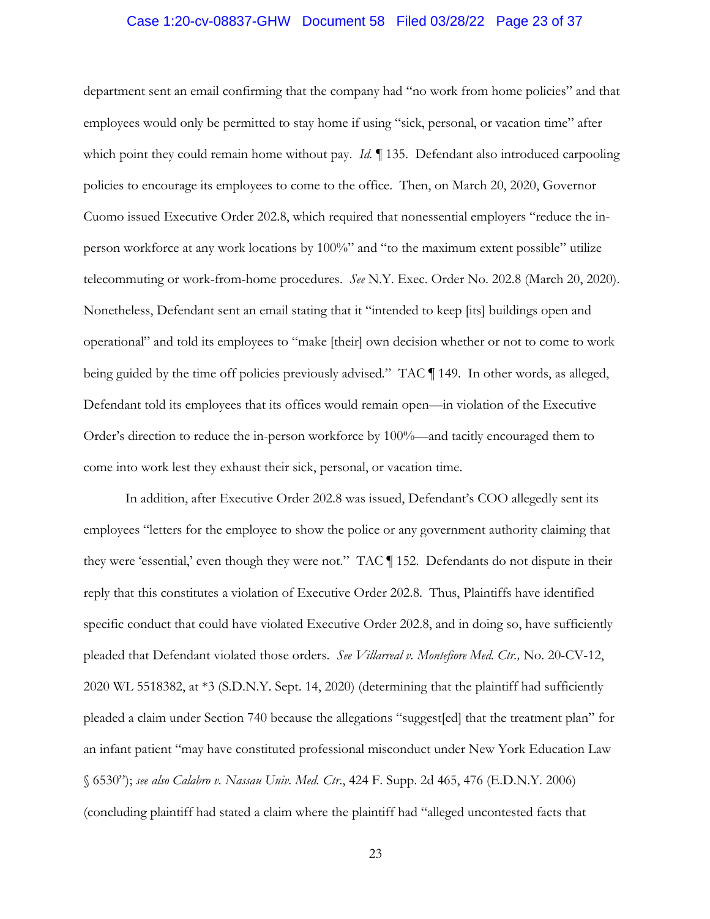department sent an email confirming that the company had "no work from home policies" and that employees would only be permitted to stay home if using "sick, personal, or vacation time" after which point they could remain home without pay. *Id.* ¶ 135. Defendant also introduced carpooling policies to encourage its employees to come to the office. Then, on March 20, 2020, Governor Cuomo issued Executive Order 202.8, which required that nonessential employers "reduce the in-person workforce at any work locations by 100%" and "to the maximum extent possible" utilize telecommuting or work-from-home procedures. *See* N.Y. Exec. Order No. 202.8 (March 20, 2020). Nonetheless, Defendant sent an email stating that it "intended to keep [its] buildings open and operational" and told its employees to "make [their] own decision whether or not to come to work being guided by the time off policies previously advised." TAC ¶ 149. In other words, as alleged, Defendant told its employees that its offices would remain open—in violation of the Executive Order's direction to reduce the in-person workforce by 100%—and tacitly encouraged them to come into work lest they exhaust their sick, personal, or vacation time.

In addition, after Executive Order 202.8 was issued, Defendant's COO allegedly sent its employees "letters for the employee to show the police or any government authority claiming that they were 'essential,' even though they were not." TAC ¶ 152. Defendants do not dispute in their reply that this constitutes a violation of Executive Order 202.8. Thus, Plaintiffs have identified specific conduct that could have violated Executive Order 202.8, and in doing so, have sufficiently pleaded that Defendant violated those orders. *See Villarreal v. Montefiore Med. Ctr.,* No. 20-CV-12, 2020 WL 5518382, at *3 (S.D.N.Y. Sept. 14, 2020) (determining that the plaintiff had sufficiently pleaded a claim under Section 740 because the allegations "suggest[ed] that the treatment plan" for an infant patient "may have constituted professional misconduct under New York Education Law § 6530"); *see also Calabro v. Nassau Univ. Med. Ctr.*, 424 F. Supp. 2d 465, 476 (E.D.N.Y. 2006) (concluding plaintiff had stated a claim where the plaintiff had "alleged uncontested facts that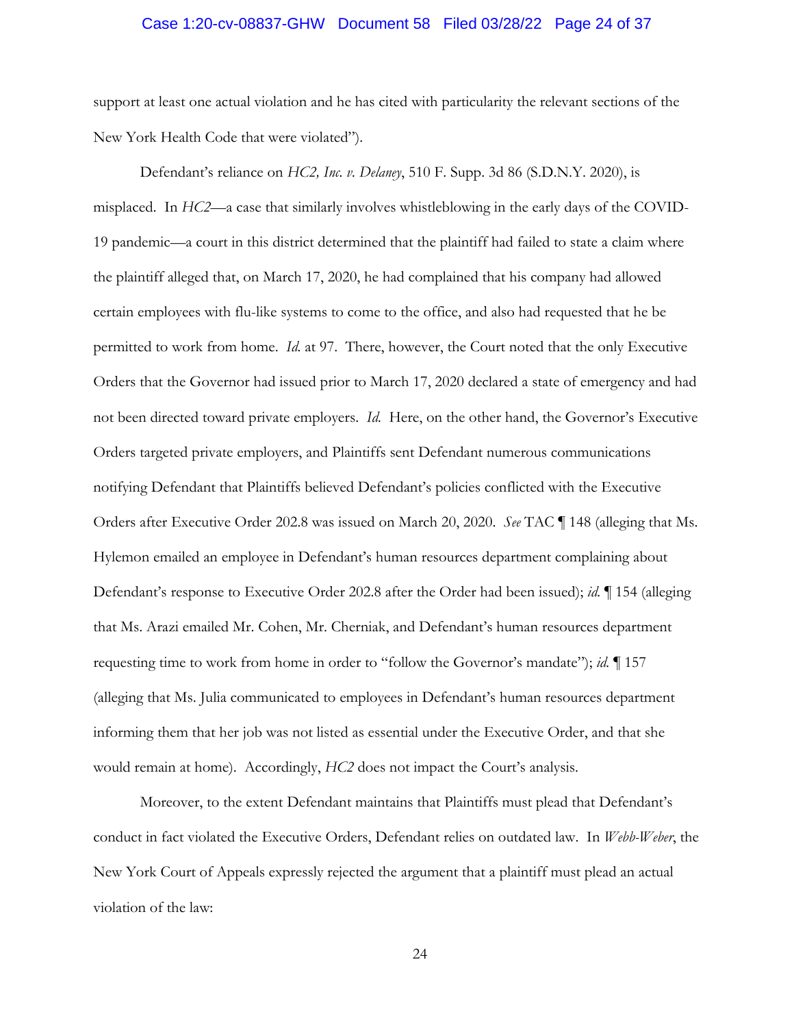support at least one actual violation and he has cited with particularity the relevant sections of the New York Health Code that were violated").

Defendant's reliance on *HC2, Inc. v. Delaney*, 510 F. Supp. 3d 86 (S.D.N.Y. 2020), is misplaced. In *HC2*—a case that similarly involves whistleblowing in the early days of the COVID-19 pandemic—a court in this district determined that the plaintiff had failed to state a claim where the plaintiff alleged that, on March 17, 2020, he had complained that his company had allowed certain employees with flu-like systems to come to the office, and also had requested that he be permitted to work from home. *Id.* at 97. There, however, the Court noted that the only Executive Orders that the Governor had issued prior to March 17, 2020 declared a state of emergency and had not been directed toward private employers. *Id.* Here, on the other hand, the Governor's Executive Orders targeted private employers, and Plaintiffs sent Defendant numerous communications notifying Defendant that Plaintiffs believed Defendant's policies conflicted with the Executive Orders after Executive Order 202.8 was issued on March 20, 2020. *See* TAC ¶ 148 (alleging that Ms. Hylemon emailed an employee in Defendant's human resources department complaining about Defendant's response to Executive Order 202.8 after the Order had been issued); *id.* ¶ 154 (alleging that Ms. Arazi emailed Mr. Cohen, Mr. Cherniak, and Defendant's human resources department requesting time to work from home in order to "follow the Governor's mandate"); *id.* ¶ 157 (alleging that Ms. Julia communicated to employees in Defendant's human resources department informing them that her job was not listed as essential under the Executive Order, and that she would remain at home). Accordingly, *HC2* does not impact the Court's analysis.

Moreover, to the extent Defendant maintains that Plaintiffs must plead that Defendant's conduct in fact violated the Executive Orders, Defendant relies on outdated law. In *Webb-Weber*, the New York Court of Appeals expressly rejected the argument that a plaintiff must plead an actual violation of the law: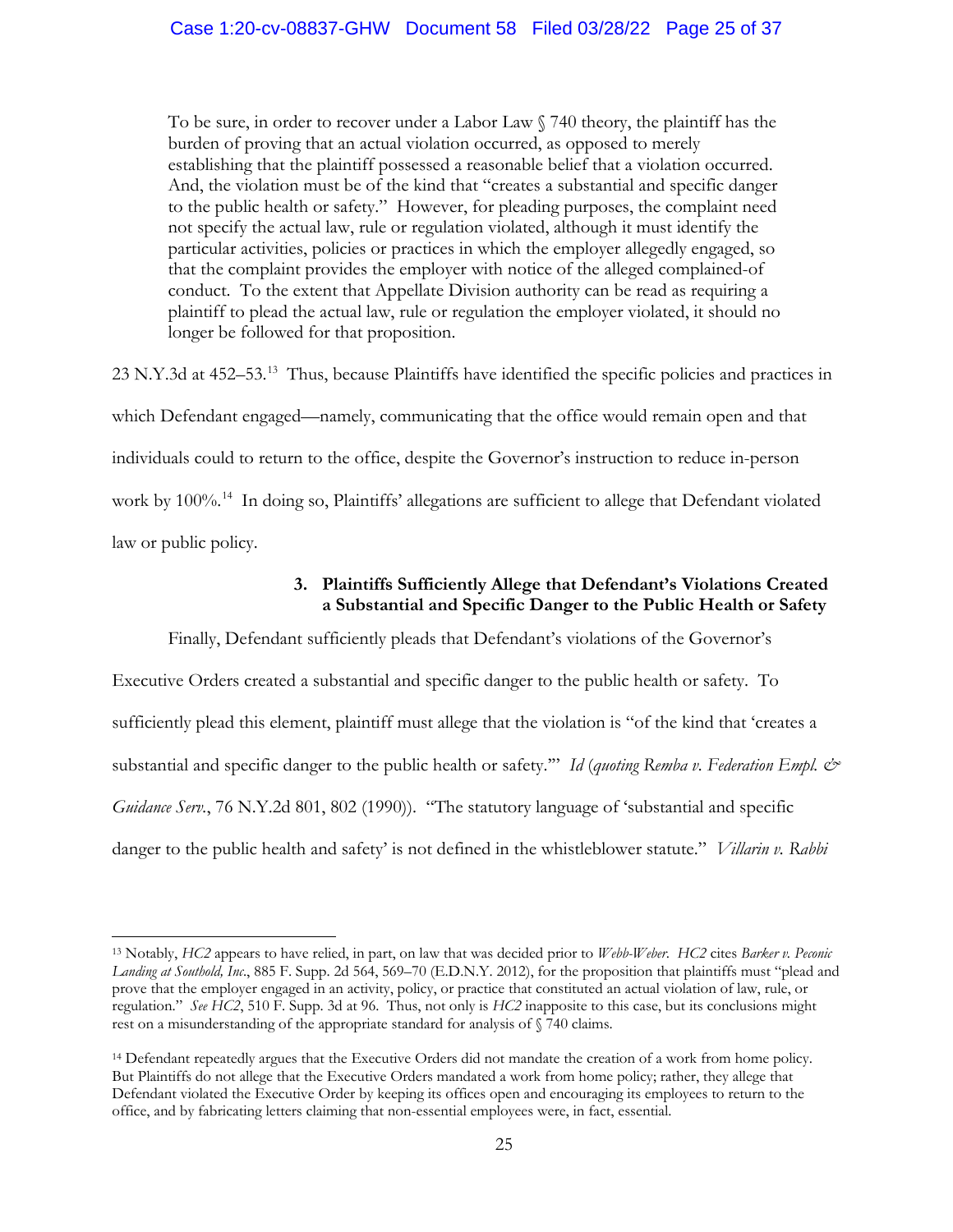> To be sure, in order to recover under a Labor Law § 740 theory, the plaintiff has the burden of proving that an actual violation occurred, as opposed to merely establishing that the plaintiff possessed a reasonable belief that a violation occurred. And, the violation must be of the kind that "creates a substantial and specific danger to the public health or safety." However, for pleading purposes, the complaint need not specify the actual law, rule or regulation violated, although it must identify the particular activities, policies or practices in which the employer allegedly engaged, so that the complaint provides the employer with notice of the alleged complained-of conduct. To the extent that Appellate Division authority can be read as requiring a plaintiff to plead the actual law, rule or regulation the employer violated, it should no longer be followed for that proposition.

23 N.Y.3d at 452–53.[13] Thus, because Plaintiffs have identified the specific policies and practices in which Defendant engaged—namely, communicating that the office would remain open and that individuals could to return to the office, despite the Governor's instruction to reduce in-person work by 100%.[14] In doing so, Plaintiffs' allegations are sufficient to allege that Defendant violated law or public policy.

### 3. Plaintiffs Sufficiently Allege that Defendant's Violations Created a Substantial and Specific Danger to the Public Health or Safety

Finally, Defendant sufficiently pleads that Defendant's violations of the Governor's Executive Orders created a substantial and specific danger to the public health or safety. To sufficiently plead this element, plaintiff must allege that the violation is "of the kind that 'creates a substantial and specific danger to the public health or safety.'" *Id* (*quoting Remba v. Federation Empl. & Guidance Serv.*, 76 N.Y.2d 801, 802 (1990)). "The statutory language of 'substantial and specific danger to the public health and safety' is not defined in the whistleblower statute." *Villarin v. Rabbi*

---

[13] Notably, *HC2* appears to have relied, in part, on law that was decided prior to *Webb-Weber*. *HC2* cites *Barker v. Peconic Landing at Southold, Inc.*, 885 F. Supp. 2d 564, 569–70 (E.D.N.Y. 2012), for the proposition that plaintiffs must "plead and prove that the employer engaged in an activity, policy, or practice that constituted an actual violation of law, rule, or regulation." *See HC2*, 510 F. Supp. 3d at 96. Thus, not only is *HC2* inapposite to this case, but its conclusions might rest on a misunderstanding of the appropriate standard for analysis of § 740 claims.

[14] Defendant repeatedly argues that the Executive Orders did not mandate the creation of a work from home policy. But Plaintiffs do not allege that the Executive Orders mandated a work from home policy; rather, they allege that Defendant violated the Executive Order by keeping its offices open and encouraging its employees to return to the office, and by fabricating letters claiming that non-essential employees were, in fact, essential.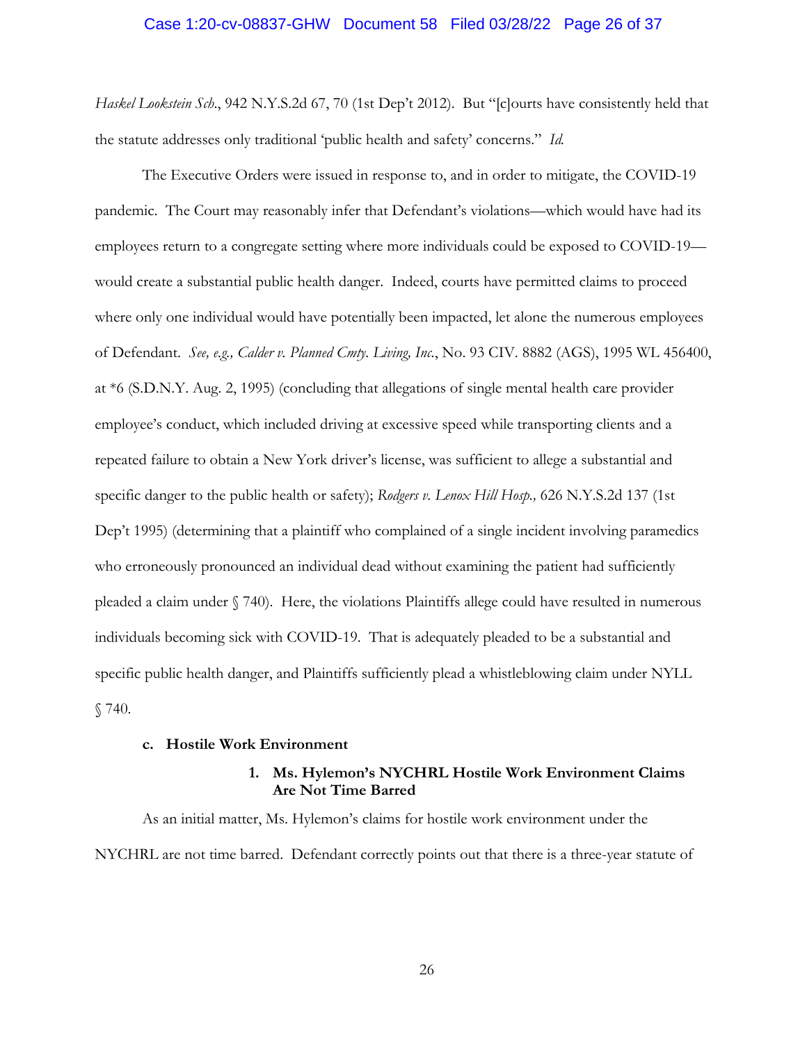*Haskel Lookstein Sch.*, 942 N.Y.S.2d 67, 70 (1st Dep't 2012). But "[c]ourts have consistently held that the statute addresses only traditional 'public health and safety' concerns." *Id.*

The Executive Orders were issued in response to, and in order to mitigate, the COVID-19 pandemic. The Court may reasonably infer that Defendant's violations—which would have had its employees return to a congregate setting where more individuals could be exposed to COVID-19—would create a substantial public health danger. Indeed, courts have permitted claims to proceed where only one individual would have potentially been impacted, let alone the numerous employees of Defendant. *See, e.g., Calder v. Planned Cmty. Living, Inc.*, No. 93 CIV. 8882 (AGS), 1995 WL 456400, at *6 (S.D.N.Y. Aug. 2, 1995) (concluding that allegations of single mental health care provider employee's conduct, which included driving at excessive speed while transporting clients and a repeated failure to obtain a New York driver's license, was sufficient to allege a substantial and specific danger to the public health or safety); *Rodgers v. Lenox Hill Hosp.,* 626 N.Y.S.2d 137 (1st Dep't 1995) (determining that a plaintiff who complained of a single incident involving paramedics who erroneously pronounced an individual dead without examining the patient had sufficiently pleaded a claim under § 740). Here, the violations Plaintiffs allege could have resulted in numerous individuals becoming sick with COVID-19. That is adequately pleaded to be a substantial and specific public health danger, and Plaintiffs sufficiently plead a whistleblowing claim under NYLL § 740.

**c. Hostile Work Environment**

**1. Ms. Hylemon's NYCHRL Hostile Work Environment Claims Are Not Time Barred**

As an initial matter, Ms. Hylemon's claims for hostile work environment under the NYCHRL are not time barred. Defendant correctly points out that there is a three-year statute of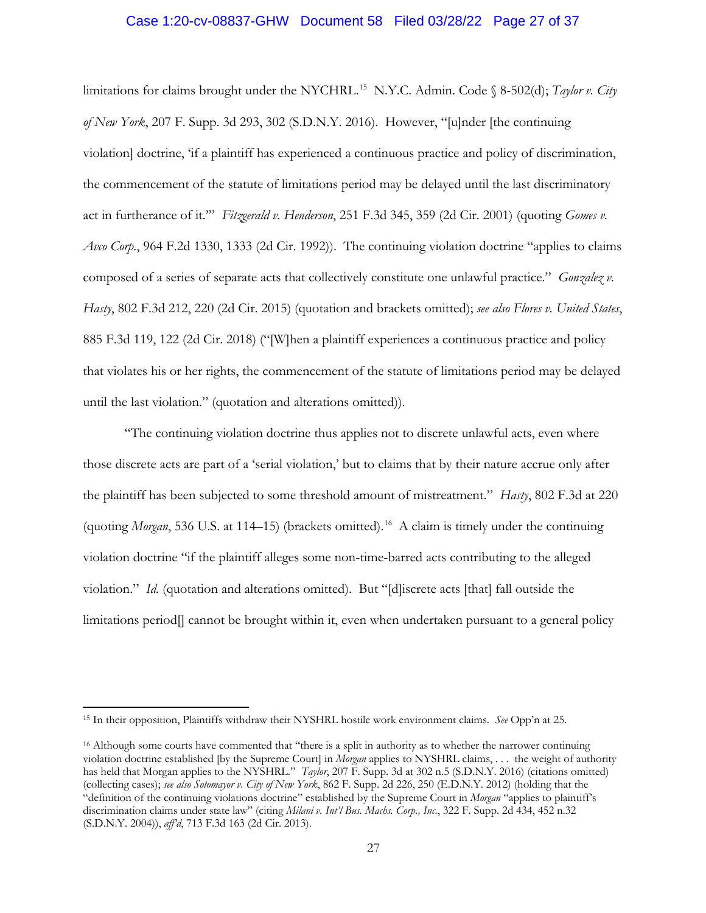limitations for claims brought under the NYCHRL.[15] N.Y.C. Admin. Code § 8-502(d); *Taylor v. City of New York*, 207 F. Supp. 3d 293, 302 (S.D.N.Y. 2016). However, "[u]nder [the continuing violation] doctrine, 'if a plaintiff has experienced a continuous practice and policy of discrimination, the commencement of the statute of limitations period may be delayed until the last discriminatory act in furtherance of it.'" *Fitzgerald v. Henderson*, 251 F.3d 345, 359 (2d Cir. 2001) (quoting *Gomes v. Avco Corp.*, 964 F.2d 1330, 1333 (2d Cir. 1992)). The continuing violation doctrine "applies to claims composed of a series of separate acts that collectively constitute one unlawful practice." *Gonzalez v. Hasty*, 802 F.3d 212, 220 (2d Cir. 2015) (quotation and brackets omitted); *see also Flores v. United States*, 885 F.3d 119, 122 (2d Cir. 2018) ("[W]hen a plaintiff experiences a continuous practice and policy that violates his or her rights, the commencement of the statute of limitations period may be delayed until the last violation." (quotation and alterations omitted)).

"The continuing violation doctrine thus applies not to discrete unlawful acts, even where those discrete acts are part of a 'serial violation,' but to claims that by their nature accrue only after the plaintiff has been subjected to some threshold amount of mistreatment." *Hasty*, 802 F.3d at 220 (quoting *Morgan*, 536 U.S. at 114–15) (brackets omitted).[16] A claim is timely under the continuing violation doctrine "if the plaintiff alleges some non-time-barred acts contributing to the alleged violation." *Id.* (quotation and alterations omitted). But "[d]iscrete acts [that] fall outside the limitations period[] cannot be brought within it, even when undertaken pursuant to a general policy

---

[15] In their opposition, Plaintiffs withdraw their NYSHRL hostile work environment claims. *See* Opp'n at 25.

[16] Although some courts have commented that "there is a split in authority as to whether the narrower continuing violation doctrine established [by the Supreme Court] in *Morgan* applies to NYSHRL claims, . . . the weight of authority has held that Morgan applies to the NYSHRL." *Taylor*, 207 F. Supp. 3d at 302 n.5 (S.D.N.Y. 2016) (citations omitted) (collecting cases); *see also Sotomayor v. City of New York*, 862 F. Supp. 2d 226, 250 (E.D.N.Y. 2012) (holding that the "definition of the continuing violations doctrine" established by the Supreme Court in *Morgan* "applies to plaintiff's discrimination claims under state law" (citing *Milani v. Int'l Bus. Machs. Corp., Inc.*, 322 F. Supp. 2d 434, 452 n.32 (S.D.N.Y. 2004)), *aff'd*, 713 F.3d 163 (2d Cir. 2013).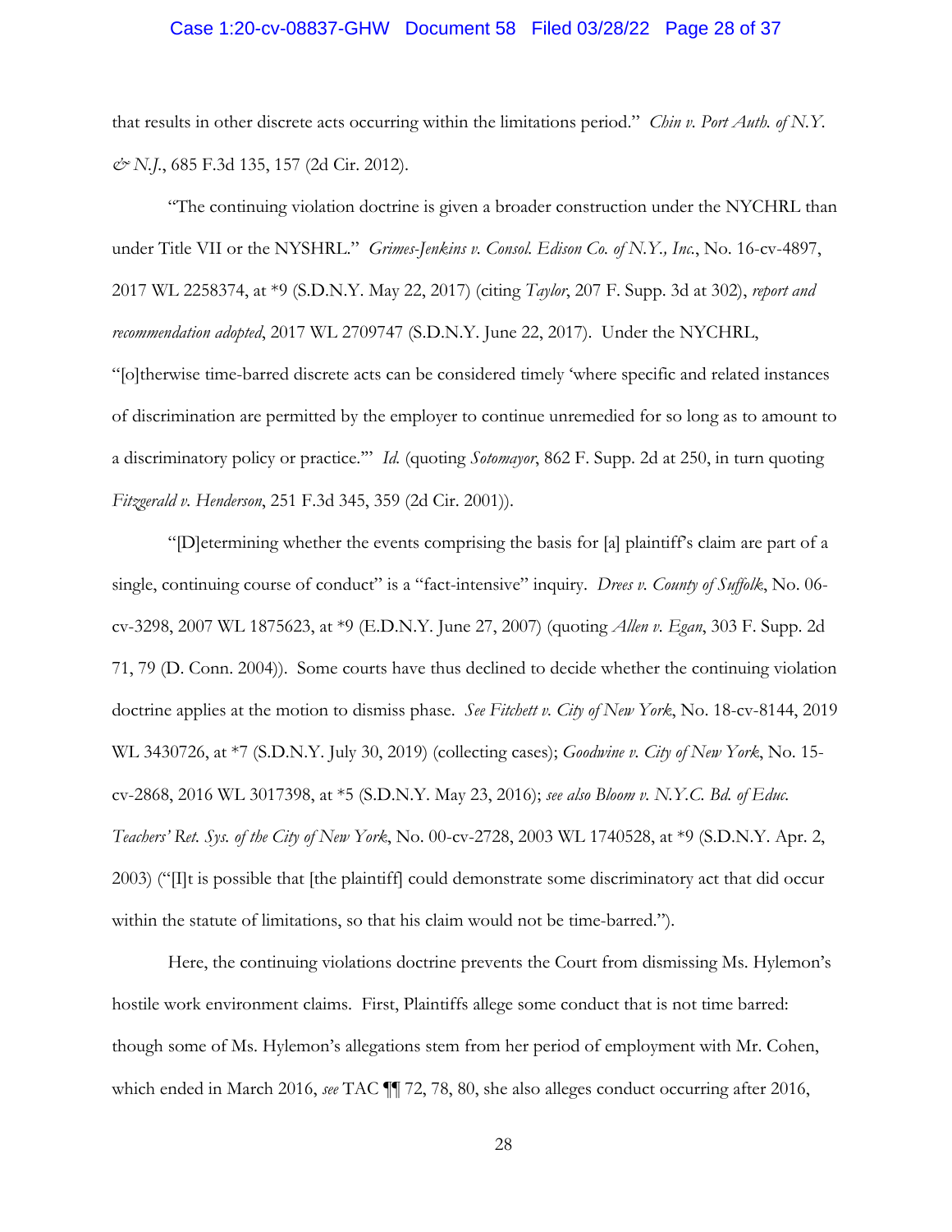that results in other discrete acts occurring within the limitations period." *Chin v. Port Auth. of N.Y. & N.J.*, 685 F.3d 135, 157 (2d Cir. 2012).

"The continuing violation doctrine is given a broader construction under the NYCHRL than under Title VII or the NYSHRL." *Grimes-Jenkins v. Consol. Edison Co. of N.Y., Inc.*, No. 16-cv-4897, 2017 WL 2258374, at *9 (S.D.N.Y. May 22, 2017) (citing *Taylor*, 207 F. Supp. 3d at 302), *report and recommendation adopted*, 2017 WL 2709747 (S.D.N.Y. June 22, 2017). Under the NYCHRL, "[o]therwise time-barred discrete acts can be considered timely 'where specific and related instances of discrimination are permitted by the employer to continue unremedied for so long as to amount to a discriminatory policy or practice.'" *Id.* (quoting *Sotomayor*, 862 F. Supp. 2d at 250, in turn quoting *Fitzgerald v. Henderson*, 251 F.3d 345, 359 (2d Cir. 2001)).

"[D]etermining whether the events comprising the basis for [a] plaintiff's claim are part of a single, continuing course of conduct" is a "fact-intensive" inquiry. *Drees v. County of Suffolk*, No. 06-cv-3298, 2007 WL 1875623, at *9 (E.D.N.Y. June 27, 2007) (quoting *Allen v. Egan*, 303 F. Supp. 2d 71, 79 (D. Conn. 2004)). Some courts have thus declined to decide whether the continuing violation doctrine applies at the motion to dismiss phase. *See Fitchett v. City of New York*, No. 18-cv-8144, 2019 WL 3430726, at *7 (S.D.N.Y. July 30, 2019) (collecting cases); *Goodwine v. City of New York*, No. 15-cv-2868, 2016 WL 3017398, at *5 (S.D.N.Y. May 23, 2016); *see also Bloom v. N.Y.C. Bd. of Educ. Teachers' Ret. Sys. of the City of New York*, No. 00-cv-2728, 2003 WL 1740528, at *9 (S.D.N.Y. Apr. 2, 2003) ("[I]t is possible that [the plaintiff] could demonstrate some discriminatory act that did occur within the statute of limitations, so that his claim would not be time-barred.").

Here, the continuing violations doctrine prevents the Court from dismissing Ms. Hylemon's hostile work environment claims. First, Plaintiffs allege some conduct that is not time barred: though some of Ms. Hylemon's allegations stem from her period of employment with Mr. Cohen, which ended in March 2016, *see* TAC ¶¶ 72, 78, 80, she also alleges conduct occurring after 2016,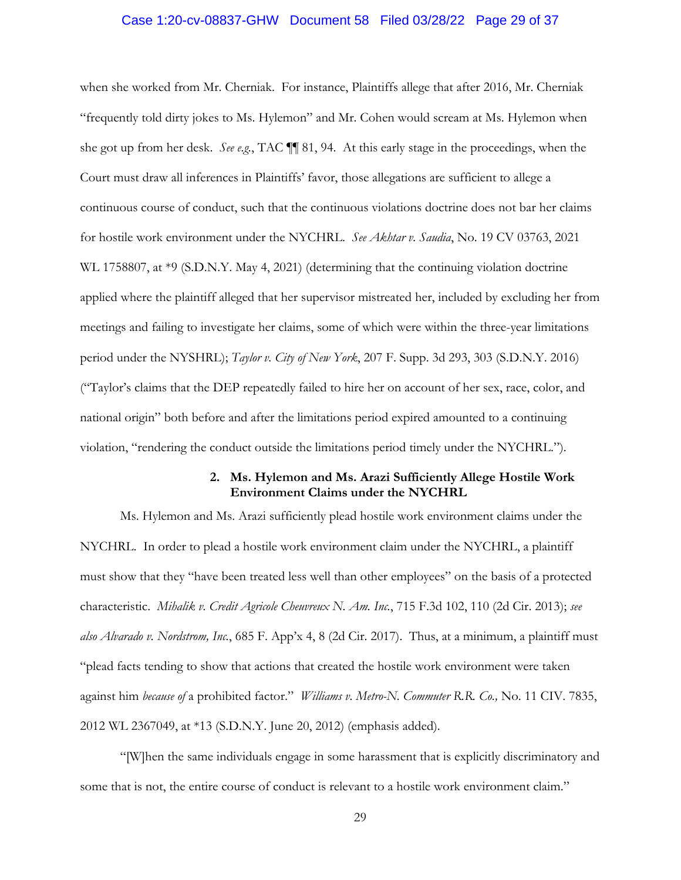when she worked from Mr. Cherniak. For instance, Plaintiffs allege that after 2016, Mr. Cherniak "frequently told dirty jokes to Ms. Hylemon" and Mr. Cohen would scream at Ms. Hylemon when she got up from her desk. *See e.g.*, TAC ¶¶ 81, 94. At this early stage in the proceedings, when the Court must draw all inferences in Plaintiffs' favor, those allegations are sufficient to allege a continuous course of conduct, such that the continuous violations doctrine does not bar her claims for hostile work environment under the NYCHRL. *See Akhtar v. Saudia*, No. 19 CV 03763, 2021 WL 1758807, at *9 (S.D.N.Y. May 4, 2021) (determining that the continuing violation doctrine applied where the plaintiff alleged that her supervisor mistreated her, included by excluding her from meetings and failing to investigate her claims, some of which were within the three-year limitations period under the NYSHRL); *Taylor v. City of New York*, 207 F. Supp. 3d 293, 303 (S.D.N.Y. 2016) ("Taylor's claims that the DEP repeatedly failed to hire her on account of her sex, race, color, and national origin" both before and after the limitations period expired amounted to a continuing violation, "rendering the conduct outside the limitations period timely under the NYCHRL.").

**2. Ms. Hylemon and Ms. Arazi Sufficiently Allege Hostile Work Environment Claims under the NYCHRL**

Ms. Hylemon and Ms. Arazi sufficiently plead hostile work environment claims under the NYCHRL. In order to plead a hostile work environment claim under the NYCHRL, a plaintiff must show that they "have been treated less well than other employees" on the basis of a protected characteristic. *Mihalik v. Credit Agricole Cheuvreux N. Am. Inc.*, 715 F.3d 102, 110 (2d Cir. 2013); *see also Alvarado v. Nordstrom, Inc.*, 685 F. App'x 4, 8 (2d Cir. 2017). Thus, at a minimum, a plaintiff must "plead facts tending to show that actions that created the hostile work environment were taken against him *because of* a prohibited factor." *Williams v. Metro-N. Commuter R.R. Co.,* No. 11 CIV. 7835, 2012 WL 2367049, at *13 (S.D.N.Y. June 20, 2012) (emphasis added).

"[W]hen the same individuals engage in some harassment that is explicitly discriminatory and some that is not, the entire course of conduct is relevant to a hostile work environment claim."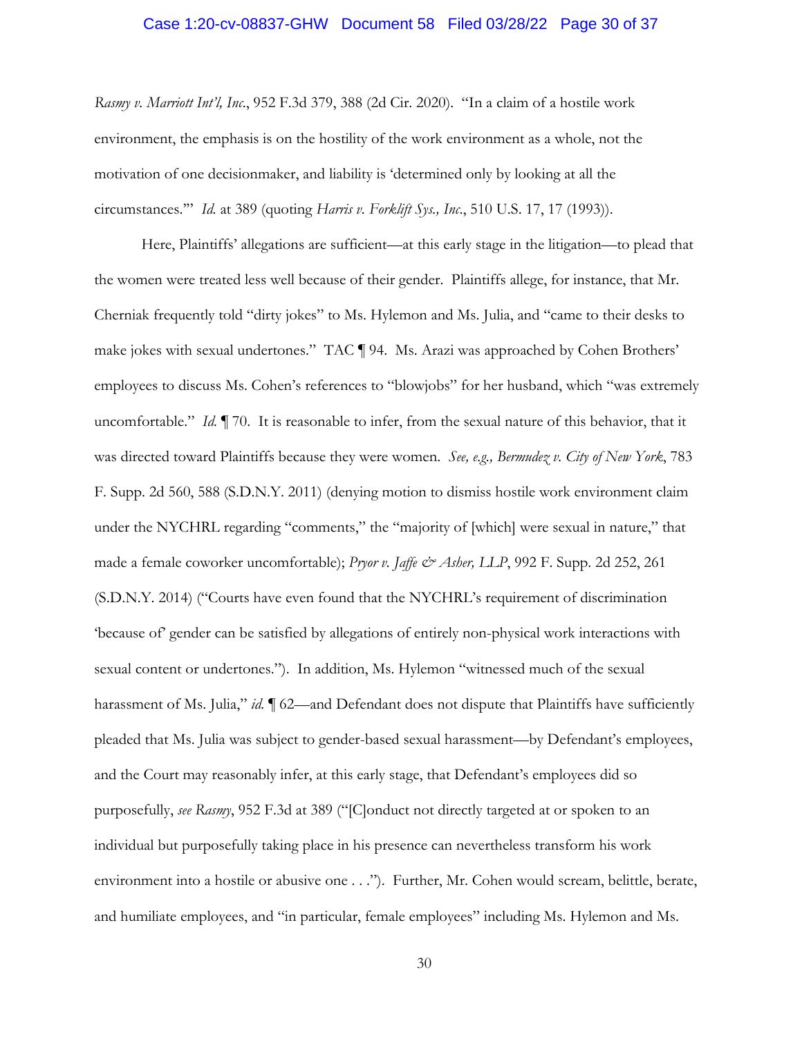*Rasmy v. Marriott Int'l, Inc.*, 952 F.3d 379, 388 (2d Cir. 2020). "In a claim of a hostile work environment, the emphasis is on the hostility of the work environment as a whole, not the motivation of one decisionmaker, and liability is 'determined only by looking at all the circumstances.'" *Id.* at 389 (quoting *Harris v. Forklift Sys., Inc.*, 510 U.S. 17, 17 (1993)).

Here, Plaintiffs' allegations are sufficient—at this early stage in the litigation—to plead that the women were treated less well because of their gender. Plaintiffs allege, for instance, that Mr. Cherniak frequently told "dirty jokes" to Ms. Hylemon and Ms. Julia, and "came to their desks to make jokes with sexual undertones." TAC ¶ 94. Ms. Arazi was approached by Cohen Brothers' employees to discuss Ms. Cohen's references to "blowjobs" for her husband, which "was extremely uncomfortable." *Id.* ¶ 70. It is reasonable to infer, from the sexual nature of this behavior, that it was directed toward Plaintiffs because they were women. *See, e.g., Bermudez v. City of New York*, 783 F. Supp. 2d 560, 588 (S.D.N.Y. 2011) (denying motion to dismiss hostile work environment claim under the NYCHRL regarding "comments," the "majority of [which] were sexual in nature," that made a female coworker uncomfortable); *Pryor v. Jaffe & Asher, LLP*, 992 F. Supp. 2d 252, 261 (S.D.N.Y. 2014) ("Courts have even found that the NYCHRL's requirement of discrimination 'because of' gender can be satisfied by allegations of entirely non-physical work interactions with sexual content or undertones."). In addition, Ms. Hylemon "witnessed much of the sexual harassment of Ms. Julia," *id.* ¶ 62—and Defendant does not dispute that Plaintiffs have sufficiently pleaded that Ms. Julia was subject to gender-based sexual harassment—by Defendant's employees, and the Court may reasonably infer, at this early stage, that Defendant's employees did so purposefully, *see Rasmy*, 952 F.3d at 389 ("[C]onduct not directly targeted at or spoken to an individual but purposefully taking place in his presence can nevertheless transform his work environment into a hostile or abusive one . . ."). Further, Mr. Cohen would scream, belittle, berate, and humiliate employees, and "in particular, female employees" including Ms. Hylemon and Ms.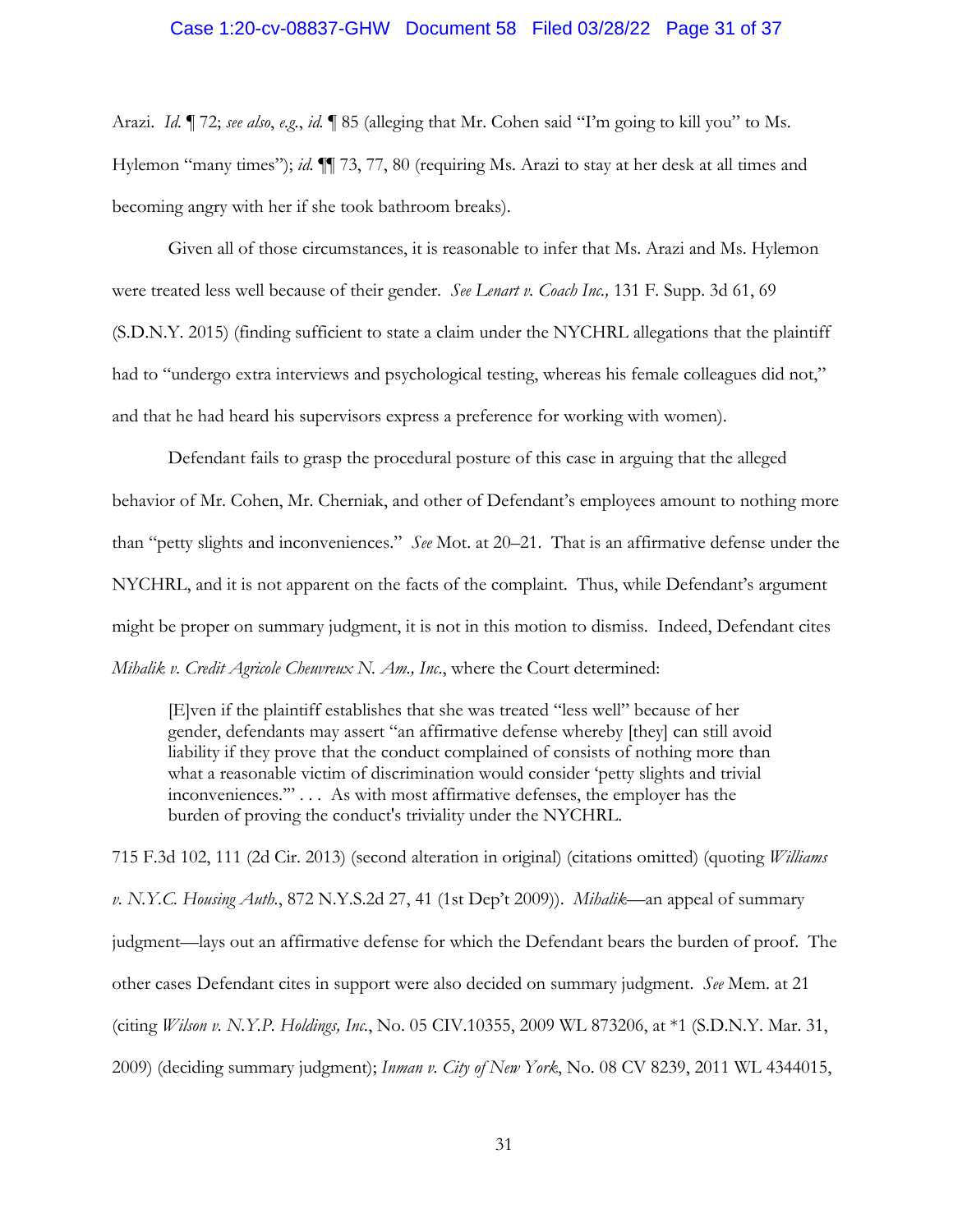Arazi. *Id.* ¶ 72; *see also*, *e.g.*, *id.* ¶ 85 (alleging that Mr. Cohen said "I'm going to kill you" to Ms. Hylemon "many times"); *id.* ¶¶ 73, 77, 80 (requiring Ms. Arazi to stay at her desk at all times and becoming angry with her if she took bathroom breaks).

Given all of those circumstances, it is reasonable to infer that Ms. Arazi and Ms. Hylemon were treated less well because of their gender. *See Lenart v. Coach Inc.,* 131 F. Supp. 3d 61, 69 (S.D.N.Y. 2015) (finding sufficient to state a claim under the NYCHRL allegations that the plaintiff had to "undergo extra interviews and psychological testing, whereas his female colleagues did not," and that he had heard his supervisors express a preference for working with women).

Defendant fails to grasp the procedural posture of this case in arguing that the alleged behavior of Mr. Cohen, Mr. Cherniak, and other of Defendant's employees amount to nothing more than "petty slights and inconveniences." *See* Mot. at 20–21. That is an affirmative defense under the NYCHRL, and it is not apparent on the facts of the complaint. Thus, while Defendant's argument might be proper on summary judgment, it is not in this motion to dismiss. Indeed, Defendant cites *Mihalik v. Credit Agricole Cheuvreux N. Am., Inc.*, where the Court determined:

> [E]ven if the plaintiff establishes that she was treated "less well" because of her gender, defendants may assert "an affirmative defense whereby [they] can still avoid liability if they prove that the conduct complained of consists of nothing more than what a reasonable victim of discrimination would consider 'petty slights and trivial inconveniences.'" . . . As with most affirmative defenses, the employer has the burden of proving the conduct's triviality under the NYCHRL.

715 F.3d 102, 111 (2d Cir. 2013) (second alteration in original) (citations omitted) (quoting *Williams v. N.Y.C. Housing Auth.*, 872 N.Y.S.2d 27, 41 (1st Dep't 2009)). *Mihalik*—an appeal of summary judgment—lays out an affirmative defense for which the Defendant bears the burden of proof. The other cases Defendant cites in support were also decided on summary judgment. *See* Mem. at 21 (citing *Wilson v. N.Y.P. Holdings, Inc.*, No. 05 CIV.10355, 2009 WL 873206, at *1 (S.D.N.Y. Mar. 31, 2009) (deciding summary judgment); *Inman v. City of New York*, No. 08 CV 8239, 2011 WL 4344015,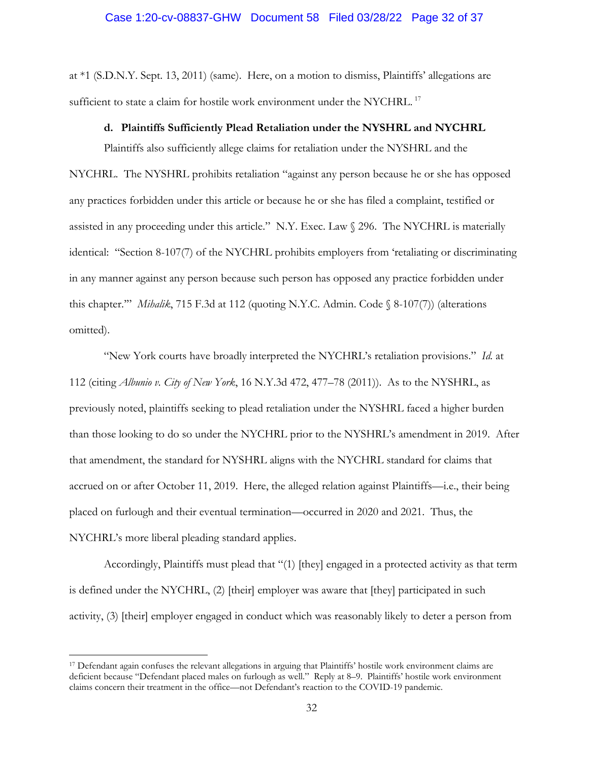at *1 (S.D.N.Y. Sept. 13, 2011) (same). Here, on a motion to dismiss, Plaintiffs' allegations are sufficient to state a claim for hostile work environment under the NYCHRL.[17]

**d. Plaintiffs Sufficiently Plead Retaliation under the NYSHRL and NYCHRL**

Plaintiffs also sufficiently allege claims for retaliation under the NYSHRL and the NYCHRL. The NYSHRL prohibits retaliation "against any person because he or she has opposed any practices forbidden under this article or because he or she has filed a complaint, testified or assisted in any proceeding under this article." N.Y. Exec. Law § 296. The NYCHRL is materially identical: "Section 8-107(7) of the NYCHRL prohibits employers from 'retaliating or discriminating in any manner against any person because such person has opposed any practice forbidden under this chapter.'" *Mihalik*, 715 F.3d at 112 (quoting N.Y.C. Admin. Code § 8-107(7)) (alterations omitted).

"New York courts have broadly interpreted the NYCHRL's retaliation provisions." *Id.* at 112 (citing *Albunio v. City of New York*, 16 N.Y.3d 472, 477–78 (2011)). As to the NYSHRL, as previously noted, plaintiffs seeking to plead retaliation under the NYSHRL faced a higher burden than those looking to do so under the NYCHRL prior to the NYSHRL's amendment in 2019. After that amendment, the standard for NYSHRL aligns with the NYCHRL standard for claims that accrued on or after October 11, 2019. Here, the alleged relation against Plaintiffs—i.e., their being placed on furlough and their eventual termination—occurred in 2020 and 2021. Thus, the NYCHRL's more liberal pleading standard applies.

Accordingly, Plaintiffs must plead that "(1) [they] engaged in a protected activity as that term is defined under the NYCHRL, (2) [their] employer was aware that [they] participated in such activity, (3) [their] employer engaged in conduct which was reasonably likely to deter a person from

---

[17] Defendant again confuses the relevant allegations in arguing that Plaintiffs' hostile work environment claims are deficient because "Defendant placed males on furlough as well." Reply at 8–9. Plaintiffs' hostile work environment claims concern their treatment in the office—not Defendant's reaction to the COVID-19 pandemic.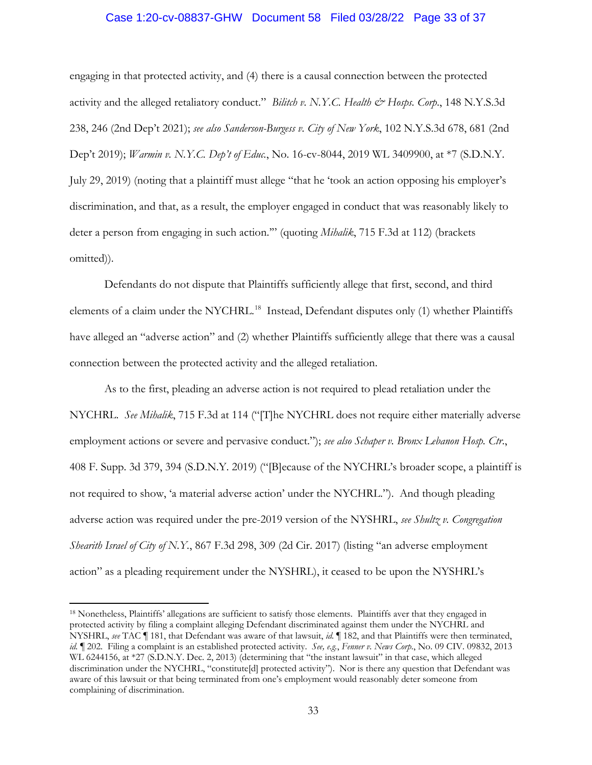engaging in that protected activity, and (4) there is a causal connection between the protected activity and the alleged retaliatory conduct." *Bilitch v. N.Y.C. Health & Hosps. Corp.*, 148 N.Y.S.3d 238, 246 (2nd Dep't 2021); *see also Sanderson-Burgess v. City of New York*, 102 N.Y.S.3d 678, 681 (2nd Dep't 2019); *Warmin v. N.Y.C. Dep't of Educ.*, No. 16-cv-8044, 2019 WL 3409900, at *7 (S.D.N.Y. July 29, 2019) (noting that a plaintiff must allege "that he 'took an action opposing his employer's discrimination, and that, as a result, the employer engaged in conduct that was reasonably likely to deter a person from engaging in such action.'" (quoting *Mihalik*, 715 F.3d at 112) (brackets omitted)).

Defendants do not dispute that Plaintiffs sufficiently allege that first, second, and third elements of a claim under the NYCHRL.[18] Instead, Defendant disputes only (1) whether Plaintiffs have alleged an "adverse action" and (2) whether Plaintiffs sufficiently allege that there was a causal connection between the protected activity and the alleged retaliation.

As to the first, pleading an adverse action is not required to plead retaliation under the NYCHRL. *See Mihalik*, 715 F.3d at 114 ("[T]he NYCHRL does not require either materially adverse employment actions or severe and pervasive conduct."); *see also Schaper v. Bronx Lebanon Hosp. Ctr.*, 408 F. Supp. 3d 379, 394 (S.D.N.Y. 2019) ("[B]ecause of the NYCHRL's broader scope, a plaintiff is not required to show, 'a material adverse action' under the NYCHRL."). And though pleading adverse action was required under the pre-2019 version of the NYSHRL, *see Shultz v. Congregation Shearith Israel of City of N.Y.*, 867 F.3d 298, 309 (2d Cir. 2017) (listing "an adverse employment action" as a pleading requirement under the NYSHRL), it ceased to be upon the NYSHRL's

---

[18] Nonetheless, Plaintiffs' allegations are sufficient to satisfy those elements. Plaintiffs aver that they engaged in protected activity by filing a complaint alleging Defendant discriminated against them under the NYCHRL and NYSHRL, *see* TAC ¶ 181, that Defendant was aware of that lawsuit, *id.* ¶ 182, and that Plaintiffs were then terminated, *id.* ¶ 202. Filing a complaint is an established protected activity. *See, e.g.*, *Fenner v. News Corp.*, No. 09 CIV. 09832, 2013 WL 6244156, at *27 (S.D.N.Y. Dec. 2, 2013) (determining that "the instant lawsuit" in that case, which alleged discrimination under the NYCHRL, "constitute[d] protected activity"). Nor is there any question that Defendant was aware of this lawsuit or that being terminated from one's employment would reasonably deter someone from complaining of discrimination.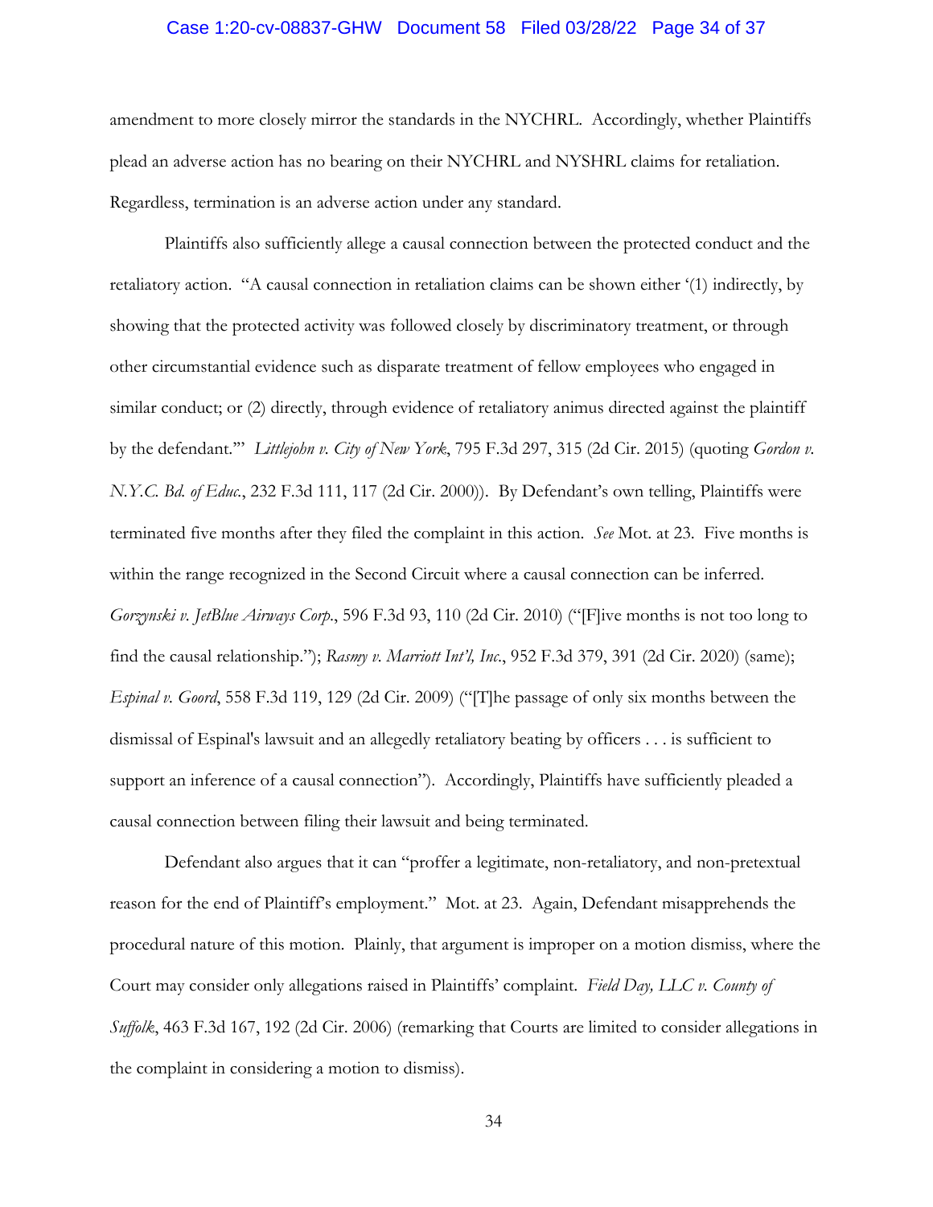amendment to more closely mirror the standards in the NYCHRL. Accordingly, whether Plaintiffs plead an adverse action has no bearing on their NYCHRL and NYSHRL claims for retaliation. Regardless, termination is an adverse action under any standard.

Plaintiffs also sufficiently allege a causal connection between the protected conduct and the retaliatory action. "A causal connection in retaliation claims can be shown either '(1) indirectly, by showing that the protected activity was followed closely by discriminatory treatment, or through other circumstantial evidence such as disparate treatment of fellow employees who engaged in similar conduct; or (2) directly, through evidence of retaliatory animus directed against the plaintiff by the defendant.'" *Littlejohn v. City of New York*, 795 F.3d 297, 315 (2d Cir. 2015) (quoting *Gordon v. N.Y.C. Bd. of Educ.*, 232 F.3d 111, 117 (2d Cir. 2000)). By Defendant's own telling, Plaintiffs were terminated five months after they filed the complaint in this action. *See* Mot. at 23. Five months is within the range recognized in the Second Circuit where a causal connection can be inferred. *Gorzynski v. JetBlue Airways Corp.*, 596 F.3d 93, 110 (2d Cir. 2010) ("[F]ive months is not too long to find the causal relationship."); *Rasmy v. Marriott Int'l, Inc.*, 952 F.3d 379, 391 (2d Cir. 2020) (same); *Espinal v. Goord*, 558 F.3d 119, 129 (2d Cir. 2009) ("[T]he passage of only six months between the dismissal of Espinal's lawsuit and an allegedly retaliatory beating by officers . . . is sufficient to support an inference of a causal connection"). Accordingly, Plaintiffs have sufficiently pleaded a causal connection between filing their lawsuit and being terminated.

Defendant also argues that it can "proffer a legitimate, non-retaliatory, and non-pretextual reason for the end of Plaintiff's employment." Mot. at 23. Again, Defendant misapprehends the procedural nature of this motion. Plainly, that argument is improper on a motion dismiss, where the Court may consider only allegations raised in Plaintiffs' complaint. *Field Day, LLC v. County of Suffolk*, 463 F.3d 167, 192 (2d Cir. 2006) (remarking that Courts are limited to consider allegations in the complaint in considering a motion to dismiss).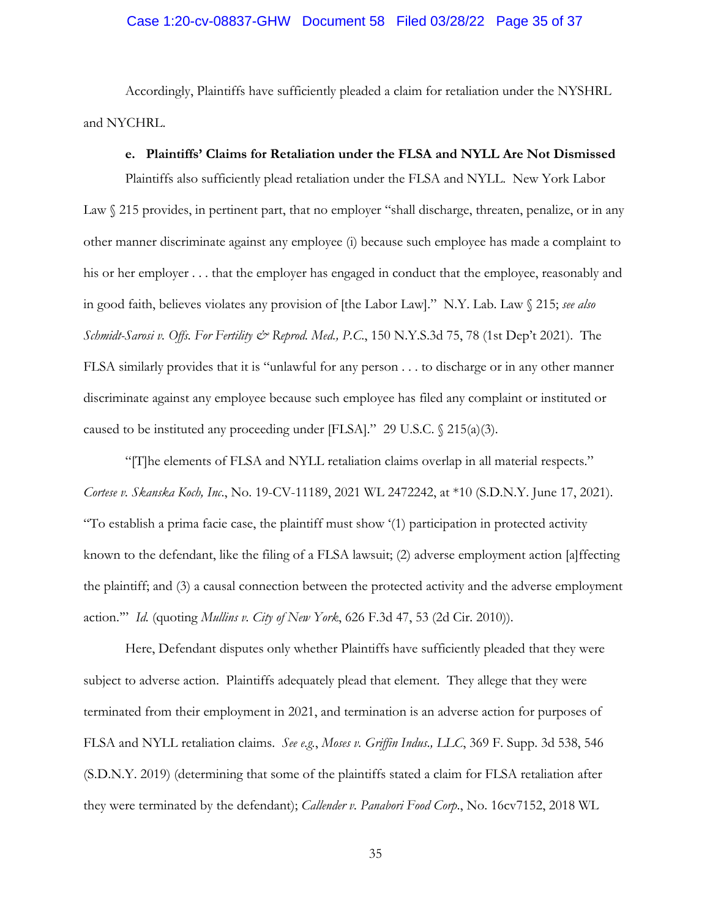Accordingly, Plaintiffs have sufficiently pleaded a claim for retaliation under the NYSHRL and NYCHRL.

**e. Plaintiffs' Claims for Retaliation under the FLSA and NYLL Are Not Dismissed**

Plaintiffs also sufficiently plead retaliation under the FLSA and NYLL. New York Labor Law § 215 provides, in pertinent part, that no employer "shall discharge, threaten, penalize, or in any other manner discriminate against any employee (i) because such employee has made a complaint to his or her employer . . . that the employer has engaged in conduct that the employee, reasonably and in good faith, believes violates any provision of [the Labor Law]." N.Y. Lab. Law § 215; *see also Schmidt-Sarosi v. Offs. For Fertility & Reprod. Med., P.C.*, 150 N.Y.S.3d 75, 78 (1st Dep't 2021). The FLSA similarly provides that it is "unlawful for any person . . . to discharge or in any other manner discriminate against any employee because such employee has filed any complaint or instituted or caused to be instituted any proceeding under [FLSA]." 29 U.S.C. § 215(a)(3).

"[T]he elements of FLSA and NYLL retaliation claims overlap in all material respects." *Cortese v. Skanska Koch, Inc.*, No. 19-CV-11189, 2021 WL 2472242, at *10 (S.D.N.Y. June 17, 2021). "To establish a prima facie case, the plaintiff must show '(1) participation in protected activity known to the defendant, like the filing of a FLSA lawsuit; (2) adverse employment action [a]ffecting the plaintiff; and (3) a causal connection between the protected activity and the adverse employment action.'" *Id.* (quoting *Mullins v. City of New York*, 626 F.3d 47, 53 (2d Cir. 2010)).

Here, Defendant disputes only whether Plaintiffs have sufficiently pleaded that they were subject to adverse action. Plaintiffs adequately plead that element. They allege that they were terminated from their employment in 2021, and termination is an adverse action for purposes of FLSA and NYLL retaliation claims. *See e.g.*, *Moses v. Griffin Indus., LLC*, 369 F. Supp. 3d 538, 546 (S.D.N.Y. 2019) (determining that some of the plaintiffs stated a claim for FLSA retaliation after they were terminated by the defendant); *Callender v. Panabori Food Corp.*, No. 16cv7152, 2018 WL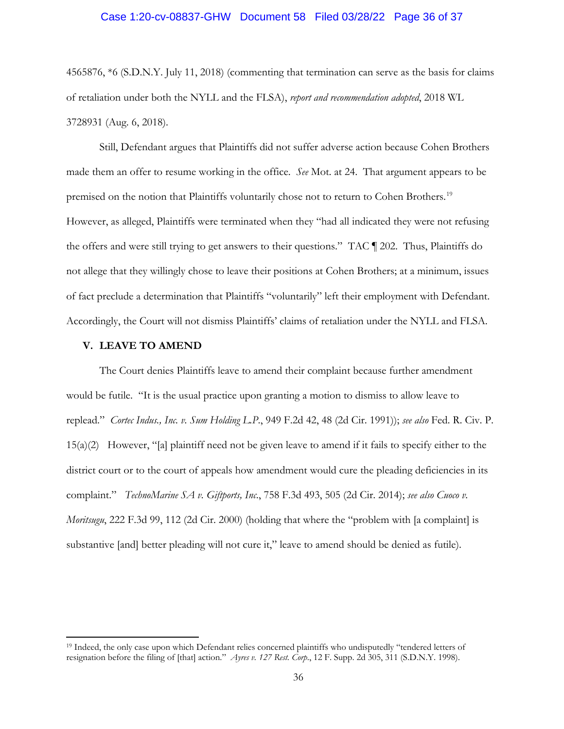4565876, *6 (S.D.N.Y. July 11, 2018) (commenting that termination can serve as the basis for claims of retaliation under both the NYLL and the FLSA), *report and recommendation adopted*, 2018 WL 3728931 (Aug. 6, 2018).

Still, Defendant argues that Plaintiffs did not suffer adverse action because Cohen Brothers made them an offer to resume working in the office. *See* Mot. at 24. That argument appears to be premised on the notion that Plaintiffs voluntarily chose not to return to Cohen Brothers.[19] However, as alleged, Plaintiffs were terminated when they "had all indicated they were not refusing the offers and were still trying to get answers to their questions." TAC ¶ 202. Thus, Plaintiffs do not allege that they willingly chose to leave their positions at Cohen Brothers; at a minimum, issues of fact preclude a determination that Plaintiffs "voluntarily" left their employment with Defendant. Accordingly, the Court will not dismiss Plaintiffs' claims of retaliation under the NYLL and FLSA.

## V. LEAVE TO AMEND

The Court denies Plaintiffs leave to amend their complaint because further amendment would be futile. "It is the usual practice upon granting a motion to dismiss to allow leave to replead." *Cortec Indus., Inc. v. Sum Holding L.P.*, 949 F.2d 42, 48 (2d Cir. 1991)); *see also* Fed. R. Civ. P. 15(a)(2) However, "[a] plaintiff need not be given leave to amend if it fails to specify either to the district court or to the court of appeals how amendment would cure the pleading deficiencies in its complaint." *TechnoMarine SA v. Giftports, Inc.*, 758 F.3d 493, 505 (2d Cir. 2014); *see also Cuoco v. Moritsugu*, 222 F.3d 99, 112 (2d Cir. 2000) (holding that where the "problem with [a complaint] is substantive [and] better pleading will not cure it," leave to amend should be denied as futile).

---

[19] Indeed, the only case upon which Defendant relies concerned plaintiffs who undisputedly "tendered letters of resignation before the filing of [that] action." *Ayres v. 127 Rest. Corp.*, 12 F. Supp. 2d 305, 311 (S.D.N.Y. 1998).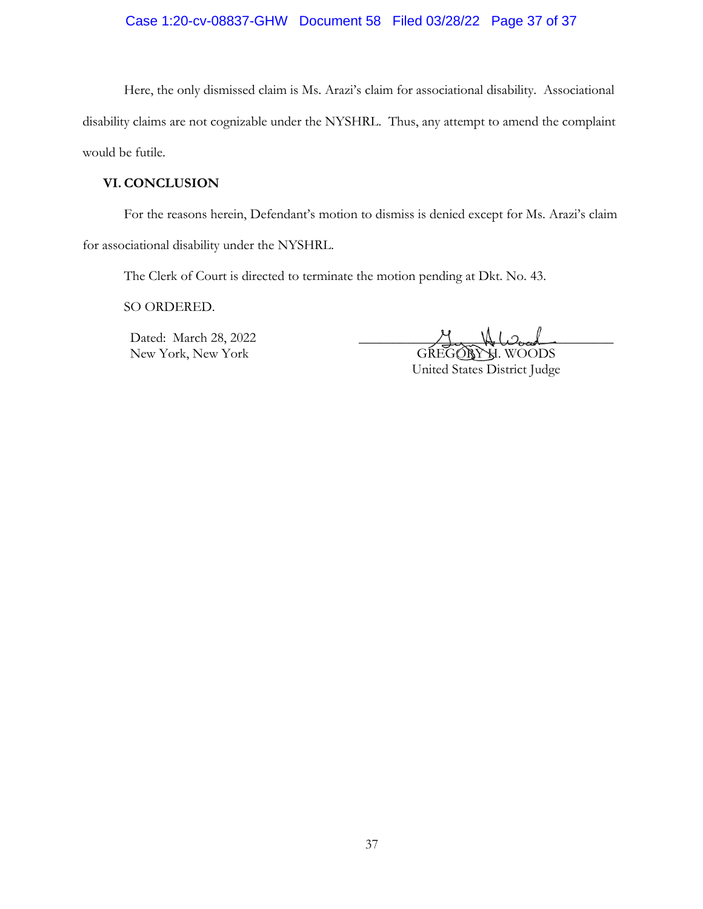Here, the only dismissed claim is Ms. Arazi's claim for associational disability. Associational disability claims are not cognizable under the NYSHRL. Thus, any attempt to amend the complaint would be futile.

## VI. CONCLUSION

For the reasons herein, Defendant's motion to dismiss is denied except for Ms. Arazi's claim for associational disability under the NYSHRL.

The Clerk of Court is directed to terminate the motion pending at Dkt. No. 43.

SO ORDERED.

Dated: March 28, 2022
New York, New York

GREGORY H. WOODS
United States District Judge